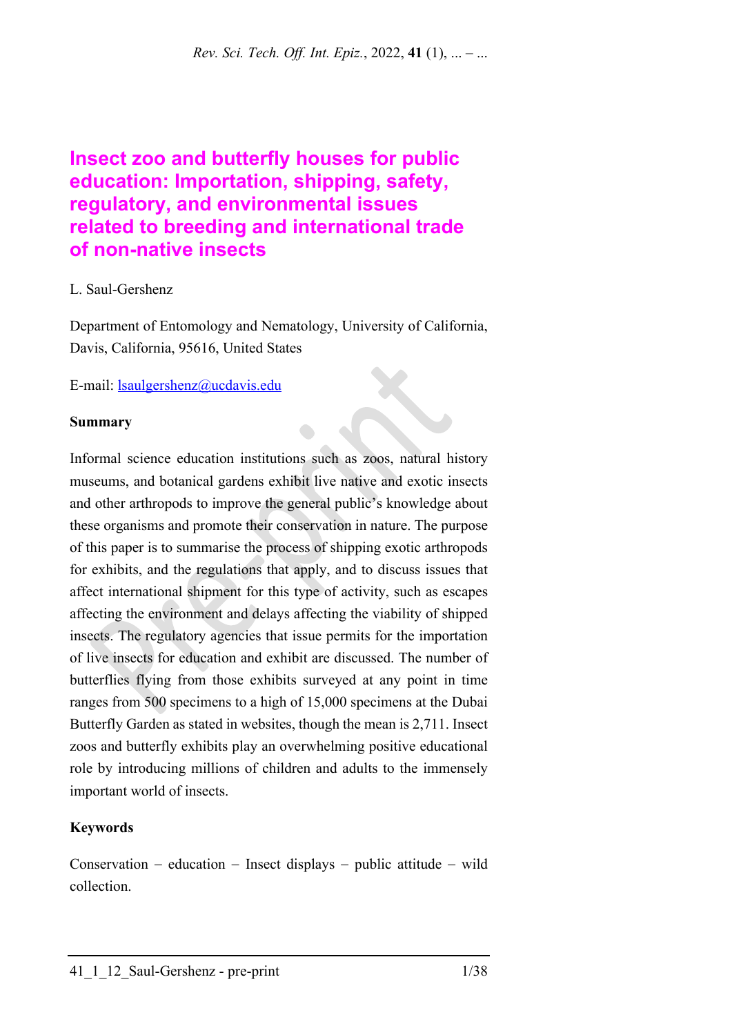# Insect zoo and butterfly houses for public education: Importation, shipping, safety, regulatory, and environmental issues related to breeding and international trade of non-native insects

L. Saul-Gershenz

Department of Entomology and Nematology, University of California, Davis, California, 95616, United States

E-mail: lsaulgershenz@ucdavis.edu

## Summary

Informal science education institutions such as zoos, natural history museums, and botanical gardens exhibit live native and exotic insects and other arthropods to improve the general public's knowledge about these organisms and promote their conservation in nature. The purpose of this paper is to summarise the process of shipping exotic arthropods for exhibits, and the regulations that apply, and to discuss issues that affect international shipment for this type of activity, such as escapes affecting the environment and delays affecting the viability of shipped insects. The regulatory agencies that issue permits for the importation of live insects for education and exhibit are discussed. The number of butterflies flying from those exhibits surveyed at any point in time ranges from 500 specimens to a high of 15,000 specimens at the Dubai Butterfly Garden as stated in websites, though the mean is 2,711. Insect zoos and butterfly exhibits play an overwhelming positive educational role by introducing millions of children and adults to the immensely important world of insects.

## Keywords

Conservation – education – Insect displays – public attitude – wild collection.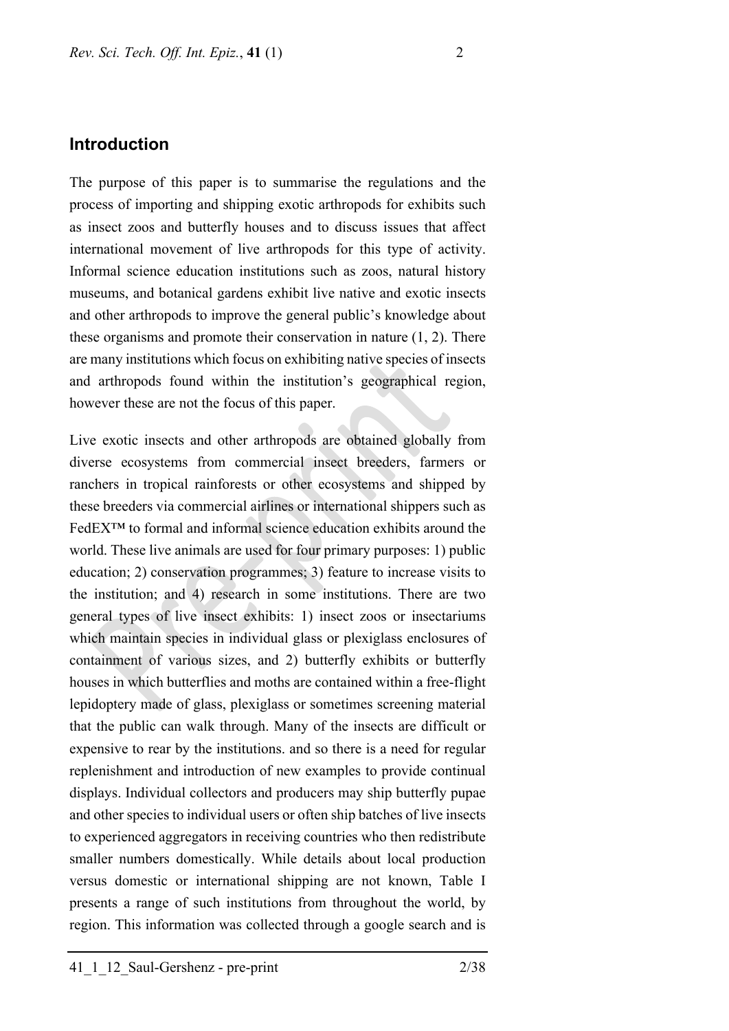## Introduction

The purpose of this paper is to summarise the regulations and the process of importing and shipping exotic arthropods for exhibits such as insect zoos and butterfly houses and to discuss issues that affect international movement of live arthropods for this type of activity. Informal science education institutions such as zoos, natural history museums, and botanical gardens exhibit live native and exotic insects and other arthropods to improve the general public's knowledge about these organisms and promote their conservation in nature (1, 2). There are many institutions which focus on exhibiting native species of insects and arthropods found within the institution's geographical region, however these are not the focus of this paper.

Live exotic insects and other arthropods are obtained globally from diverse ecosystems from commercial insect breeders, farmers or ranchers in tropical rainforests or other ecosystems and shipped by these breeders via commercial airlines or international shippers such as FedEX™ to formal and informal science education exhibits around the world. These live animals are used for four primary purposes: 1) public education; 2) conservation programmes; 3) feature to increase visits to the institution; and 4) research in some institutions. There are two general types of live insect exhibits: 1) insect zoos or insectariums which maintain species in individual glass or plexiglass enclosures of containment of various sizes, and 2) butterfly exhibits or butterfly houses in which butterflies and moths are contained within a free-flight lepidoptery made of glass, plexiglass or sometimes screening material that the public can walk through. Many of the insects are difficult or expensive to rear by the institutions. and so there is a need for regular replenishment and introduction of new examples to provide continual displays. Individual collectors and producers may ship butterfly pupae and other species to individual users or often ship batches of live insects to experienced aggregators in receiving countries who then redistribute smaller numbers domestically. While details about local production versus domestic or international shipping are not known, Table I presents a range of such institutions from throughout the world, by region. This information was collected through a google search and is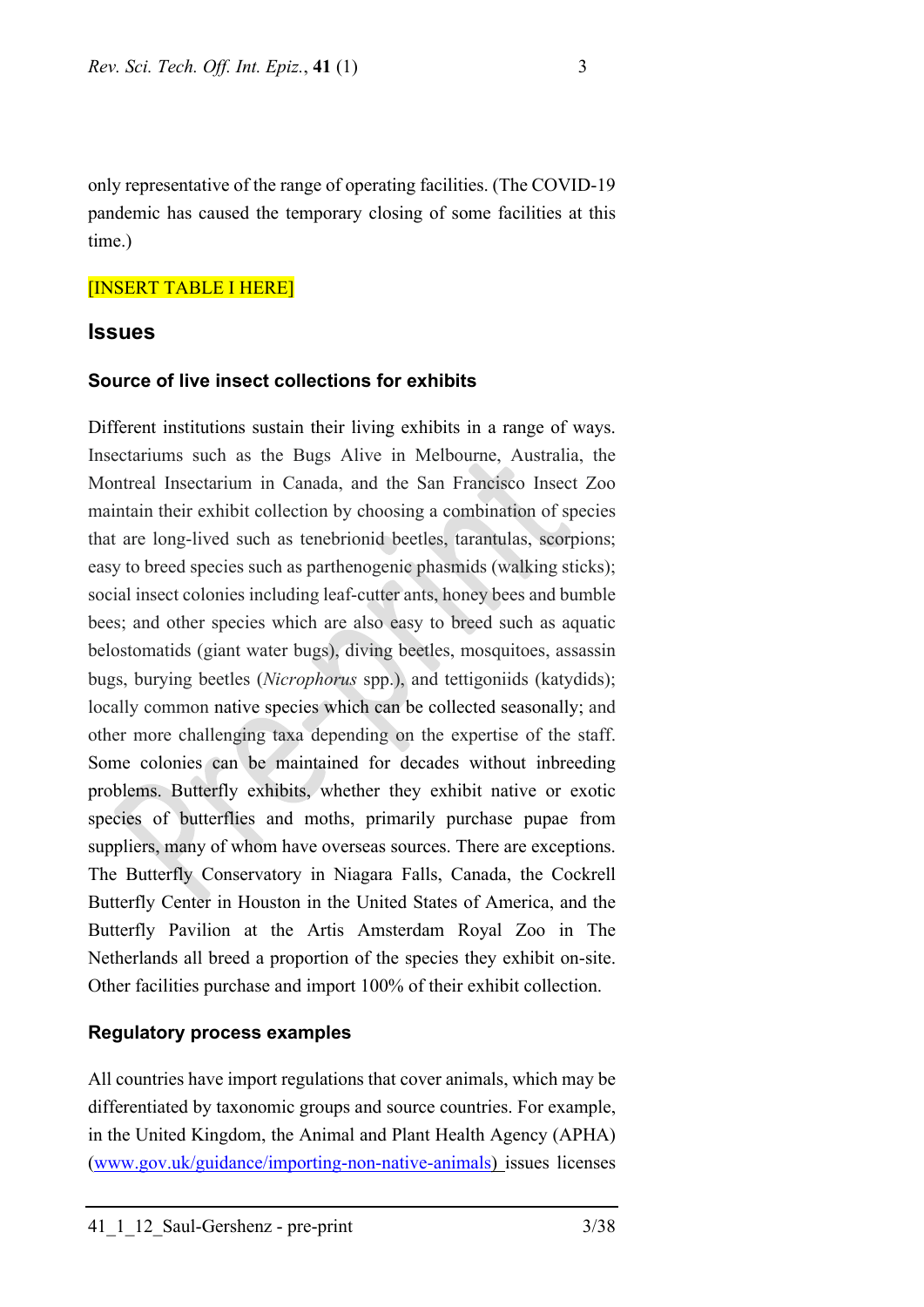only representative of the range of operating facilities. (The COVID-19 pandemic has caused the temporary closing of some facilities at this time.)

[INSERT TABLE I HERE]

## Issues

### Source of live insect collections for exhibits

Different institutions sustain their living exhibits in a range of ways. Insectariums such as the Bugs Alive in Melbourne, Australia, the Montreal Insectarium in Canada, and the San Francisco Insect Zoo maintain their exhibit collection by choosing a combination of species that are long-lived such as tenebrionid beetles, tarantulas, scorpions; easy to breed species such as parthenogenic phasmids (walking sticks); social insect colonies including leaf-cutter ants, honey bees and bumble bees; and other species which are also easy to breed such as aquatic belostomatids (giant water bugs), diving beetles, mosquitoes, assassin bugs, burying beetles (*Nicrophorus* spp.), and tettigoniids (katydids); locally common native species which can be collected seasonally; and other more challenging taxa depending on the expertise of the staff. Some colonies can be maintained for decades without inbreeding problems. Butterfly exhibits, whether they exhibit native or exotic species of butterflies and moths, primarily purchase pupae from suppliers, many of whom have overseas sources. There are exceptions. The Butterfly Conservatory in Niagara Falls, Canada, the Cockrell Butterfly Center in Houston in the United States of America, and the Butterfly Pavilion at the Artis Amsterdam Royal Zoo in The Netherlands all breed a proportion of the species they exhibit on-site. Other facilities purchase and import 100% of their exhibit collection.

### Regulatory process examples

All countries have import regulations that cover animals, which may be differentiated by taxonomic groups and source countries. For example, in the United Kingdom, the Animal and Plant Health Agency (APHA) (www.gov.uk/guidance/importing-non-native-animals) issues licenses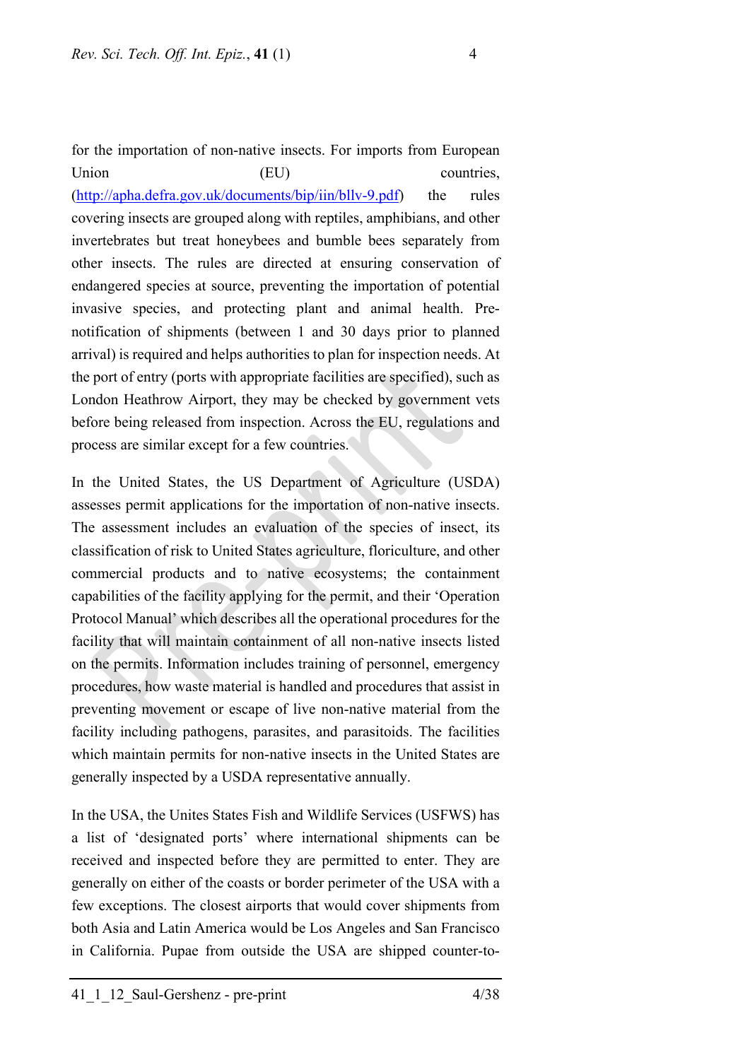for the importation of non-native insects. For imports from European Union (EU) countries, (http://apha.defra.gov.uk/documents/bip/iin/bllv-9.pdf) the rules covering insects are grouped along with reptiles, amphibians, and other invertebrates but treat honeybees and bumble bees separately from other insects. The rules are directed at ensuring conservation of endangered species at source, preventing the importation of potential invasive species, and protecting plant and animal health. Pre-notification of shipments (between 1 and 30 days prior to planned arrival) is required and helps authorities to plan for inspection needs. At the port of entry (ports with appropriate facilities are specified), such as London Heathrow Airport, they may be checked by government vets before being released from inspection. Across the EU, regulations and process are similar except for a few countries.

In the United States, the US Department of Agriculture (USDA) assesses permit applications for the importation of non-native insects. The assessment includes an evaluation of the species of insect, its classification of risk to United States agriculture, floriculture, and other commercial products and to native ecosystems; the containment capabilities of the facility applying for the permit, and their 'Operation Protocol Manual' which describes all the operational procedures for the facility that will maintain containment of all non-native insects listed on the permits. Information includes training of personnel, emergency procedures, how waste material is handled and procedures that assist in preventing movement or escape of live non-native material from the facility including pathogens, parasites, and parasitoids. The facilities which maintain permits for non-native insects in the United States are generally inspected by a USDA representative annually.

In the USA, the Unites States Fish and Wildlife Services (USFWS) has a list of 'designated ports' where international shipments can be received and inspected before they are permitted to enter. They are generally on either of the coasts or border perimeter of the USA with a few exceptions. The closest airports that would cover shipments from both Asia and Latin America would be Los Angeles and San Francisco in California. Pupae from outside the USA are shipped counter-to-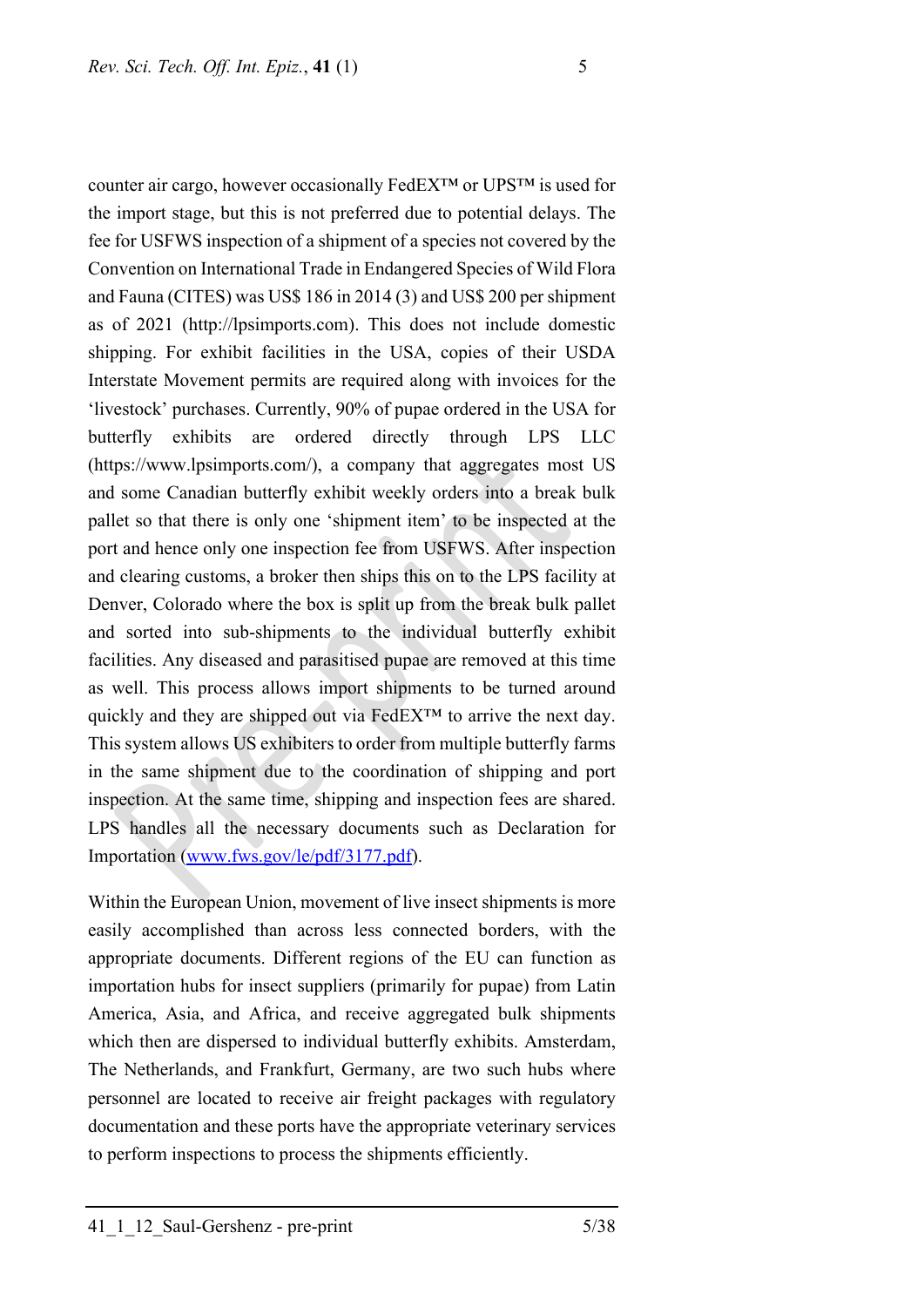counter air cargo, however occasionally FedEX™ or UPS™ is used for the import stage, but this is not preferred due to potential delays. The fee for USFWS inspection of a shipment of a species not covered by the Convention on International Trade in Endangered Species of Wild Flora and Fauna (CITES) was US$ 186 in 2014 (3) and US$ 200 per shipment as of 2021 (http://lpsimports.com). This does not include domestic shipping. For exhibit facilities in the USA, copies of their USDA Interstate Movement permits are required along with invoices for the 'livestock' purchases. Currently, 90% of pupae ordered in the USA for butterfly exhibits are ordered directly through LPS LLC (https://www.lpsimports.com/), a company that aggregates most US and some Canadian butterfly exhibit weekly orders into a break bulk pallet so that there is only one 'shipment item' to be inspected at the port and hence only one inspection fee from USFWS. After inspection and clearing customs, a broker then ships this on to the LPS facility at Denver, Colorado where the box is split up from the break bulk pallet and sorted into sub-shipments to the individual butterfly exhibit facilities. Any diseased and parasitised pupae are removed at this time as well. This process allows import shipments to be turned around quickly and they are shipped out via FedEX™ to arrive the next day. This system allows US exhibiters to order from multiple butterfly farms in the same shipment due to the coordination of shipping and port inspection. At the same time, shipping and inspection fees are shared. LPS handles all the necessary documents such as Declaration for Importation (www.fws.gov/le/pdf/3177.pdf).

Within the European Union, movement of live insect shipments is more easily accomplished than across less connected borders, with the appropriate documents. Different regions of the EU can function as importation hubs for insect suppliers (primarily for pupae) from Latin America, Asia, and Africa, and receive aggregated bulk shipments which then are dispersed to individual butterfly exhibits. Amsterdam, The Netherlands, and Frankfurt, Germany, are two such hubs where personnel are located to receive air freight packages with regulatory documentation and these ports have the appropriate veterinary services to perform inspections to process the shipments efficiently.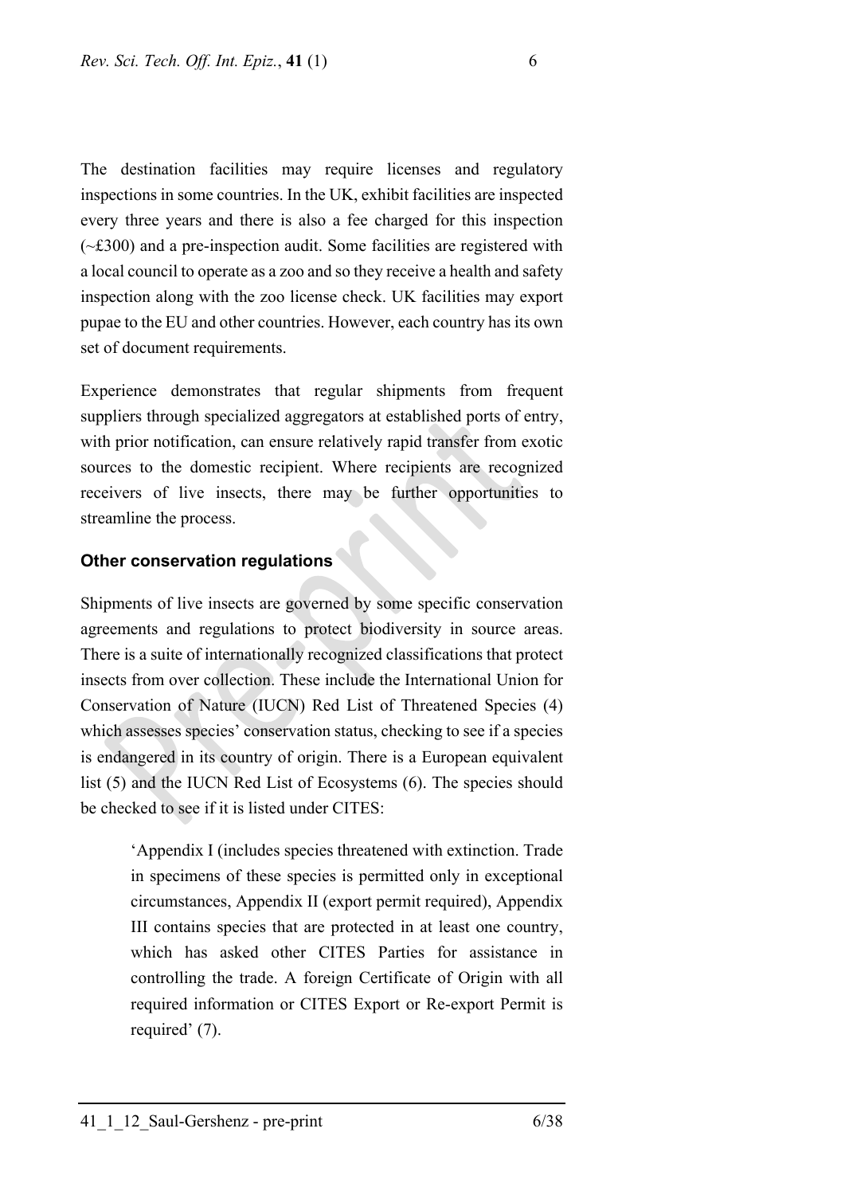The destination facilities may require licenses and regulatory inspections in some countries. In the UK, exhibit facilities are inspected every three years and there is also a fee charged for this inspection (~£300) and a pre-inspection audit. Some facilities are registered with a local council to operate as a zoo and so they receive a health and safety inspection along with the zoo license check. UK facilities may export pupae to the EU and other countries. However, each country has its own set of document requirements.

Experience demonstrates that regular shipments from frequent suppliers through specialized aggregators at established ports of entry, with prior notification, can ensure relatively rapid transfer from exotic sources to the domestic recipient. Where recipients are recognized receivers of live insects, there may be further opportunities to streamline the process.

### Other conservation regulations

Shipments of live insects are governed by some specific conservation agreements and regulations to protect biodiversity in source areas. There is a suite of internationally recognized classifications that protect insects from over collection. These include the International Union for Conservation of Nature (IUCN) Red List of Threatened Species (4) which assesses species' conservation status, checking to see if a species is endangered in its country of origin. There is a European equivalent list (5) and the IUCN Red List of Ecosystems (6). The species should be checked to see if it is listed under CITES:

> 'Appendix I (includes species threatened with extinction. Trade in specimens of these species is permitted only in exceptional circumstances, Appendix II (export permit required), Appendix III contains species that are protected in at least one country, which has asked other CITES Parties for assistance in controlling the trade. A foreign Certificate of Origin with all required information or CITES Export or Re-export Permit is required' (7).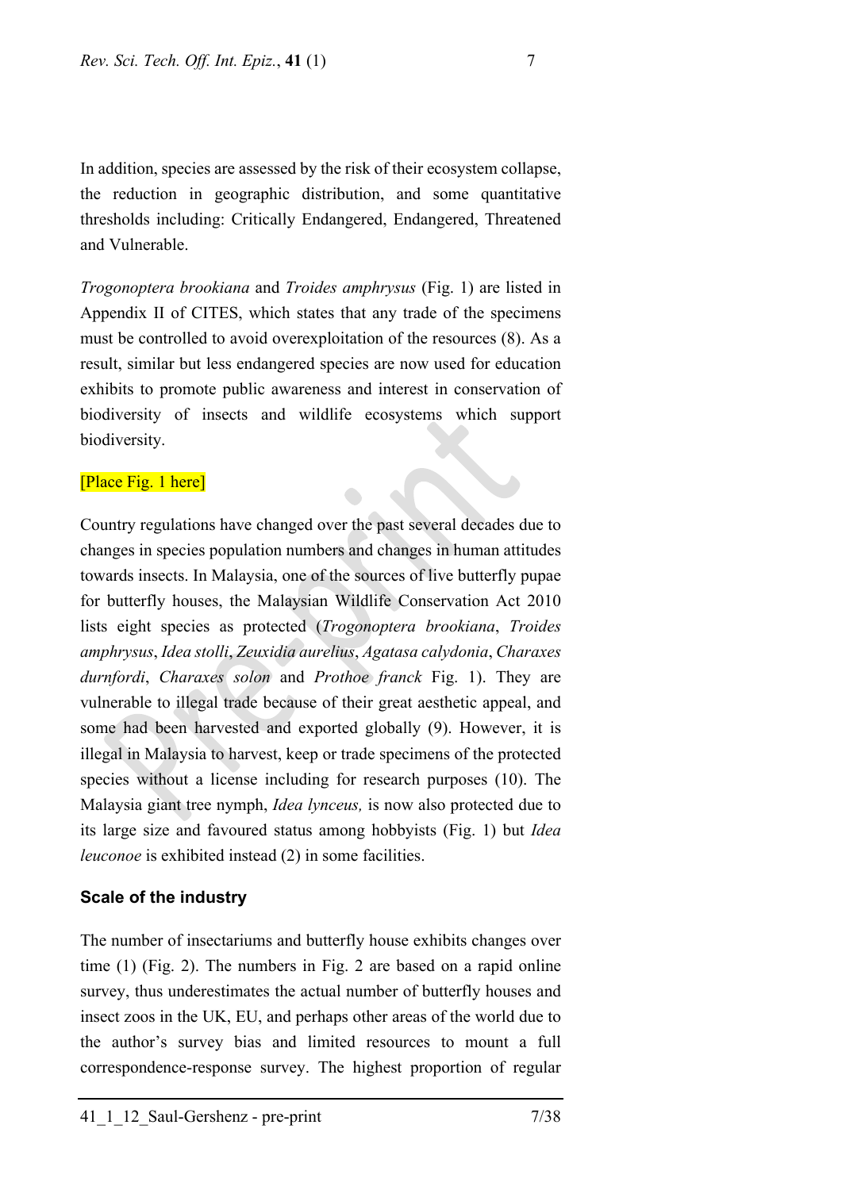In addition, species are assessed by the risk of their ecosystem collapse, the reduction in geographic distribution, and some quantitative thresholds including: Critically Endangered, Endangered, Threatened and Vulnerable.

*Trogonoptera brookiana* and *Troides amphrysus* (Fig. 1) are listed in Appendix II of CITES, which states that any trade of the specimens must be controlled to avoid overexploitation of the resources (8). As a result, similar but less endangered species are now used for education exhibits to promote public awareness and interest in conservation of biodiversity of insects and wildlife ecosystems which support biodiversity.

[Place Fig. 1 here]

Country regulations have changed over the past several decades due to changes in species population numbers and changes in human attitudes towards insects. In Malaysia, one of the sources of live butterfly pupae for butterfly houses, the Malaysian Wildlife Conservation Act 2010 lists eight species as protected (*Trogonoptera brookiana*, *Troides amphrysus*, *Idea stolli*, *Zeuxidia aurelius*, *Agatasa calydonia*, *Charaxes durnfordi*, *Charaxes solon* and *Prothoe franck* Fig. 1). They are vulnerable to illegal trade because of their great aesthetic appeal, and some had been harvested and exported globally (9). However, it is illegal in Malaysia to harvest, keep or trade specimens of the protected species without a license including for research purposes (10). The Malaysia giant tree nymph, *Idea lynceus,* is now also protected due to its large size and favoured status among hobbyists (Fig. 1) but *Idea leuconoe* is exhibited instead (2) in some facilities.

## Scale of the industry

The number of insectariums and butterfly house exhibits changes over time (1) (Fig. 2). The numbers in Fig. 2 are based on a rapid online survey, thus underestimates the actual number of butterfly houses and insect zoos in the UK, EU, and perhaps other areas of the world due to the author's survey bias and limited resources to mount a full correspondence-response survey. The highest proportion of regular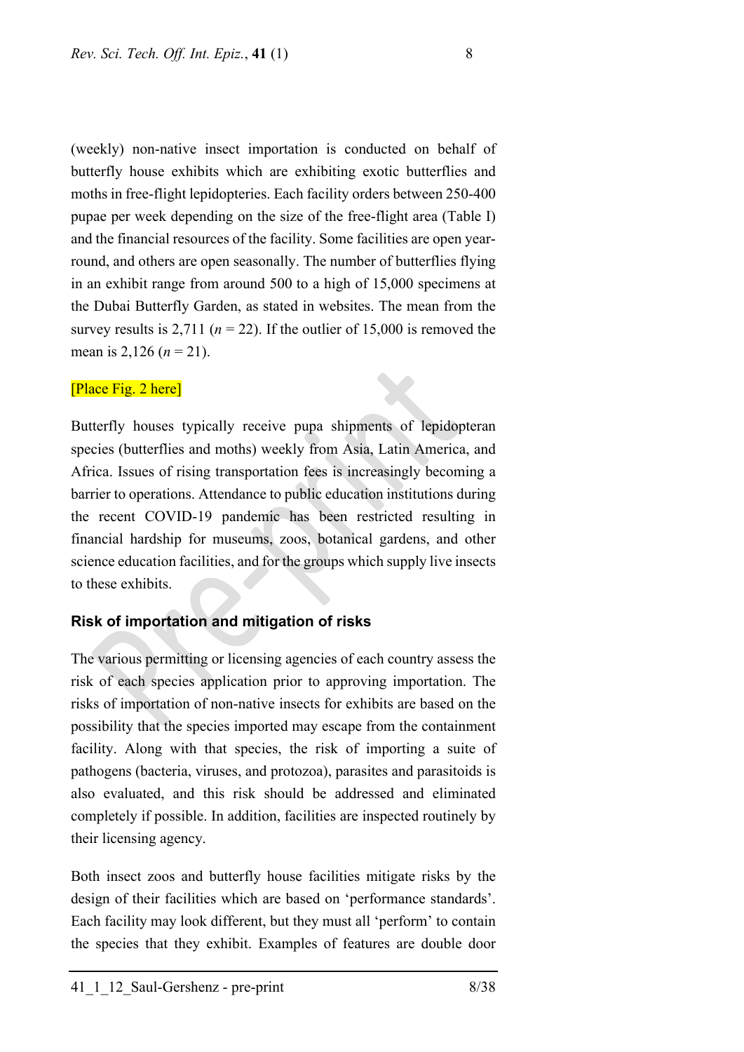(weekly) non-native insect importation is conducted on behalf of butterfly house exhibits which are exhibiting exotic butterflies and moths in free-flight lepidopteries. Each facility orders between 250-400 pupae per week depending on the size of the free-flight area (Table I) and the financial resources of the facility. Some facilities are open year-round, and others are open seasonally. The number of butterflies flying in an exhibit range from around 500 to a high of 15,000 specimens at the Dubai Butterfly Garden, as stated in websites. The mean from the survey results is 2,711 ($n = 22$). If the outlier of 15,000 is removed the mean is 2,126 ($n = 21$).

[Place Fig. 2 here]

Butterfly houses typically receive pupa shipments of lepidopteran species (butterflies and moths) weekly from Asia, Latin America, and Africa. Issues of rising transportation fees is increasingly becoming a barrier to operations. Attendance to public education institutions during the recent COVID-19 pandemic has been restricted resulting in financial hardship for museums, zoos, botanical gardens, and other science education facilities, and for the groups which supply live insects to these exhibits.

### Risk of importation and mitigation of risks

The various permitting or licensing agencies of each country assess the risk of each species application prior to approving importation. The risks of importation of non-native insects for exhibits are based on the possibility that the species imported may escape from the containment facility. Along with that species, the risk of importing a suite of pathogens (bacteria, viruses, and protozoa), parasites and parasitoids is also evaluated, and this risk should be addressed and eliminated completely if possible. In addition, facilities are inspected routinely by their licensing agency.

Both insect zoos and butterfly house facilities mitigate risks by the design of their facilities which are based on 'performance standards'. Each facility may look different, but they must all 'perform' to contain the species that they exhibit. Examples of features are double door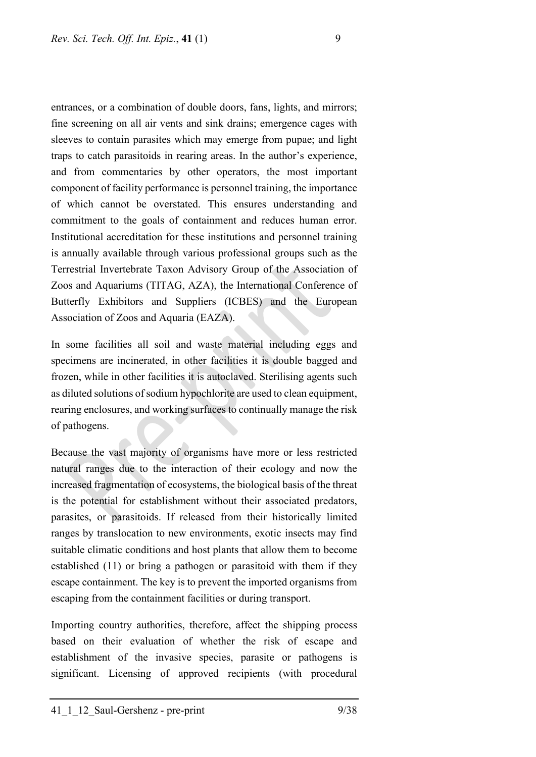entrances, or a combination of double doors, fans, lights, and mirrors; fine screening on all air vents and sink drains; emergence cages with sleeves to contain parasites which may emerge from pupae; and light traps to catch parasitoids in rearing areas. In the author's experience, and from commentaries by other operators, the most important component of facility performance is personnel training, the importance of which cannot be overstated. This ensures understanding and commitment to the goals of containment and reduces human error. Institutional accreditation for these institutions and personnel training is annually available through various professional groups such as the Terrestrial Invertebrate Taxon Advisory Group of the Association of Zoos and Aquariums (TITAG, AZA), the International Conference of Butterfly Exhibitors and Suppliers (ICBES) and the European Association of Zoos and Aquaria (EAZA).

In some facilities all soil and waste material including eggs and specimens are incinerated, in other facilities it is double bagged and frozen, while in other facilities it is autoclaved. Sterilising agents such as diluted solutions of sodium hypochlorite are used to clean equipment, rearing enclosures, and working surfaces to continually manage the risk of pathogens.

Because the vast majority of organisms have more or less restricted natural ranges due to the interaction of their ecology and now the increased fragmentation of ecosystems, the biological basis of the threat is the potential for establishment without their associated predators, parasites, or parasitoids. If released from their historically limited ranges by translocation to new environments, exotic insects may find suitable climatic conditions and host plants that allow them to become established (11) or bring a pathogen or parasitoid with them if they escape containment. The key is to prevent the imported organisms from escaping from the containment facilities or during transport.

Importing country authorities, therefore, affect the shipping process based on their evaluation of whether the risk of escape and establishment of the invasive species, parasite or pathogens is significant. Licensing of approved recipients (with procedural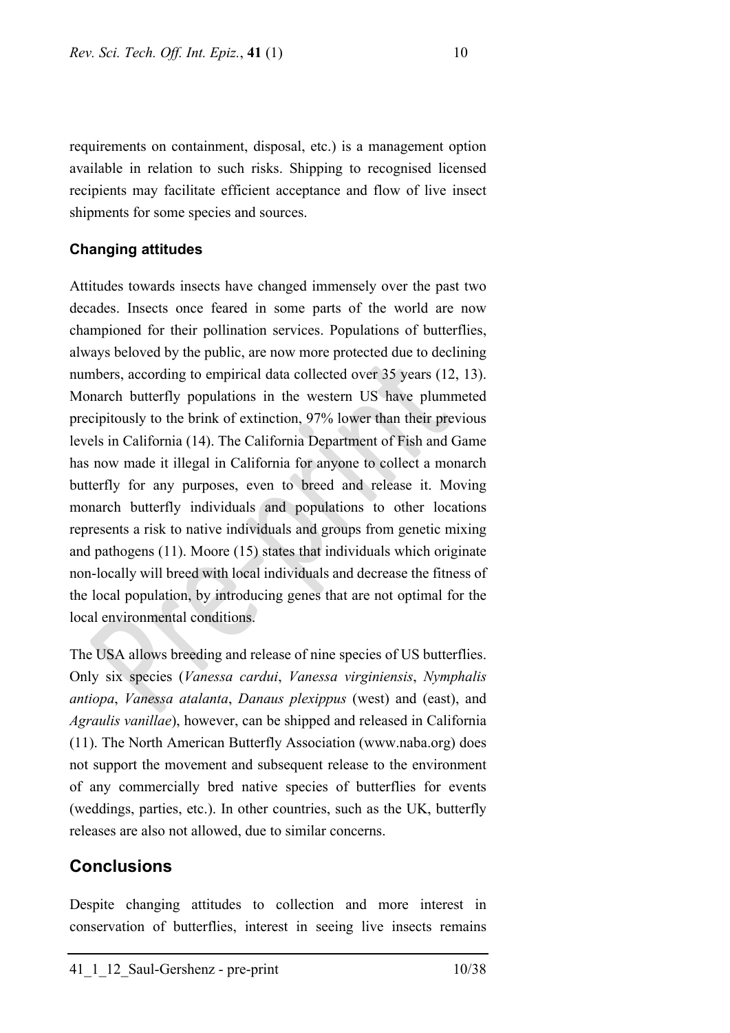requirements on containment, disposal, etc.) is a management option available in relation to such risks. Shipping to recognised licensed recipients may facilitate efficient acceptance and flow of live insect shipments for some species and sources.

### Changing attitudes

Attitudes towards insects have changed immensely over the past two decades. Insects once feared in some parts of the world are now championed for their pollination services. Populations of butterflies, always beloved by the public, are now more protected due to declining numbers, according to empirical data collected over 35 years (12, 13). Monarch butterfly populations in the western US have plummeted precipitously to the brink of extinction, 97% lower than their previous levels in California (14). The California Department of Fish and Game has now made it illegal in California for anyone to collect a monarch butterfly for any purposes, even to breed and release it. Moving monarch butterfly individuals and populations to other locations represents a risk to native individuals and groups from genetic mixing and pathogens (11). Moore (15) states that individuals which originate non-locally will breed with local individuals and decrease the fitness of the local population, by introducing genes that are not optimal for the local environmental conditions.

The USA allows breeding and release of nine species of US butterflies. Only six species (*Vanessa cardui*, *Vanessa virginiensis*, *Nymphalis antiopa*, *Vanessa atalanta*, *Danaus plexippus* (west) and (east), and *Agraulis vanillae*), however, can be shipped and released in California (11). The North American Butterfly Association (www.naba.org) does not support the movement and subsequent release to the environment of any commercially bred native species of butterflies for events (weddings, parties, etc.). In other countries, such as the UK, butterfly releases are also not allowed, due to similar concerns.

## Conclusions

Despite changing attitudes to collection and more interest in conservation of butterflies, interest in seeing live insects remains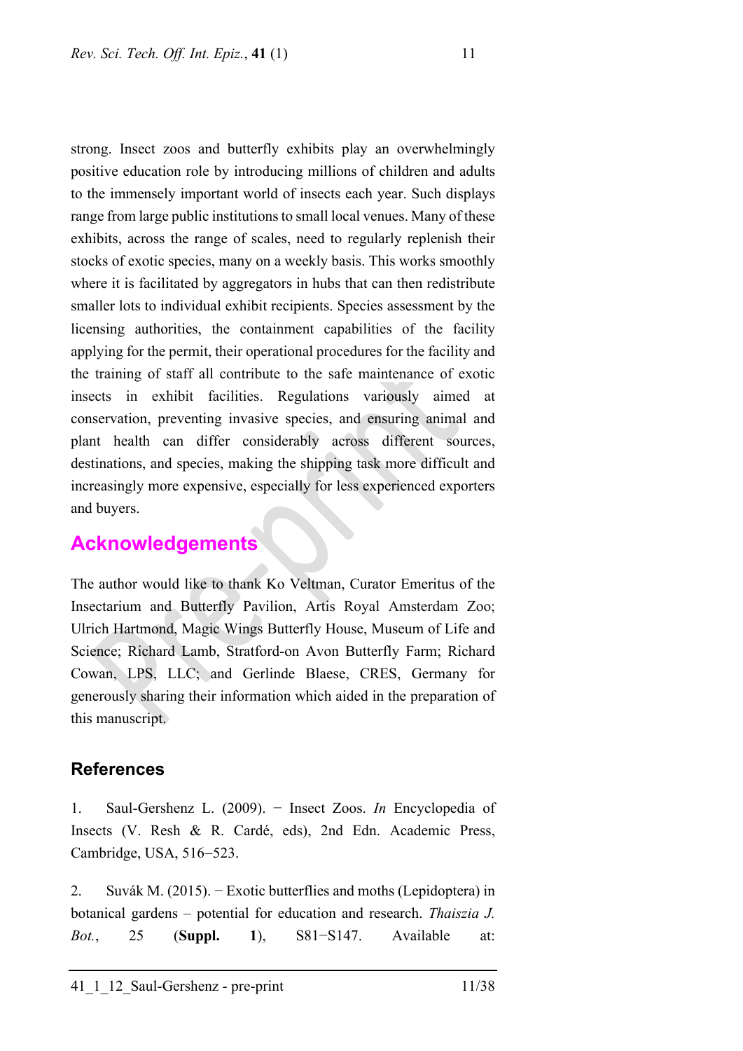strong. Insect zoos and butterfly exhibits play an overwhelmingly positive education role by introducing millions of children and adults to the immensely important world of insects each year. Such displays range from large public institutions to small local venues. Many of these exhibits, across the range of scales, need to regularly replenish their stocks of exotic species, many on a weekly basis. This works smoothly where it is facilitated by aggregators in hubs that can then redistribute smaller lots to individual exhibit recipients. Species assessment by the licensing authorities, the containment capabilities of the facility applying for the permit, their operational procedures for the facility and the training of staff all contribute to the safe maintenance of exotic insects in exhibit facilities. Regulations variously aimed at conservation, preventing invasive species, and ensuring animal and plant health can differ considerably across different sources, destinations, and species, making the shipping task more difficult and increasingly more expensive, especially for less experienced exporters and buyers.

## Acknowledgements

The author would like to thank Ko Veltman, Curator Emeritus of the Insectarium and Butterfly Pavilion, Artis Royal Amsterdam Zoo; Ulrich Hartmond, Magic Wings Butterfly House, Museum of Life and Science; Richard Lamb, Stratford-on Avon Butterfly Farm; Richard Cowan, LPS, LLC; and Gerlinde Blaese, CRES, Germany for generously sharing their information which aided in the preparation of this manuscript.

## References

1. Saul-Gershenz L. (2009). − Insect Zoos. *In* Encyclopedia of Insects (V. Resh & R. Cardé, eds), 2nd Edn. Academic Press, Cambridge, USA, 516−523.

2. Suvák M. (2015). − Exotic butterflies and moths (Lepidoptera) in botanical gardens – potential for education and research. *Thaiszia J. Bot.*, 25 (**Suppl. 1**), S81−S147. Available at: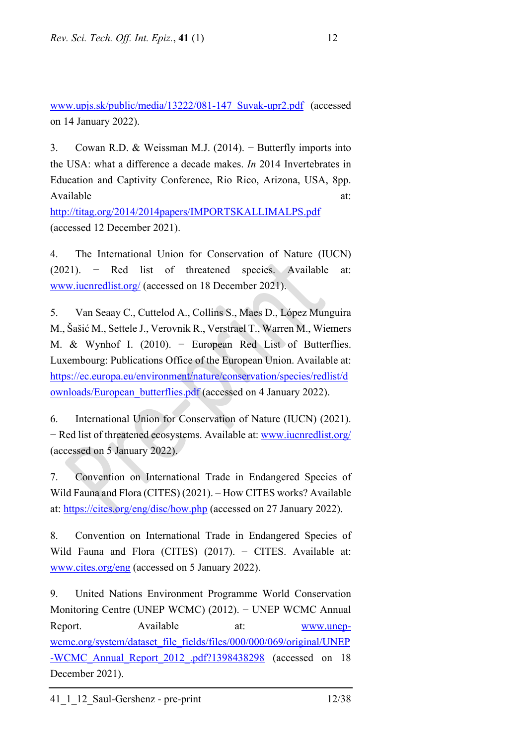www.upjs.sk/public/media/13222/081-147_Suvak-upr2.pdf (accessed on 14 January 2022).

3. Cowan R.D. & Weissman M.J. (2014). − Butterfly imports into the USA: what a difference a decade makes. *In* 2014 Invertebrates in Education and Captivity Conference, Rio Rico, Arizona, USA, 8pp. Available at: http://titag.org/2014/2014papers/IMPORTSKALLIMALPS.pdf (accessed 12 December 2021).

4. The International Union for Conservation of Nature (IUCN) (2021). − Red list of threatened species. Available at: www.iucnredlist.org/ (accessed on 18 December 2021).

5. Van Seaay C., Cuttelod A., Collins S., Maes D., López Munguira M., Šašić M., Settele J., Verovnik R., Verstrael T., Warren M., Wiemers M. & Wynhof I. (2010). − European Red List of Butterflies. Luxembourg: Publications Office of the European Union. Available at: https://ec.europa.eu/environment/nature/conservation/species/redlist/downloads/European_butterflies.pdf (accessed on 4 January 2022).

6. International Union for Conservation of Nature (IUCN) (2021). − Red list of threatened ecosystems. Available at: www.iucnredlist.org/ (accessed on 5 January 2022).

7. Convention on International Trade in Endangered Species of Wild Fauna and Flora (CITES) (2021). – How CITES works? Available at: https://cites.org/eng/disc/how.php (accessed on 27 January 2022).

8. Convention on International Trade in Endangered Species of Wild Fauna and Flora (CITES) (2017). − CITES. Available at: www.cites.org/eng (accessed on 5 January 2022).

9. United Nations Environment Programme World Conservation Monitoring Centre (UNEP WCMC) (2012). − UNEP WCMC Annual Report. Available at: www.unep-wcmc.org/system/dataset_file_fields/files/000/000/069/original/UNEP-WCMC_Annual_Report_2012_.pdf?1398438298 (accessed on 18 December 2021).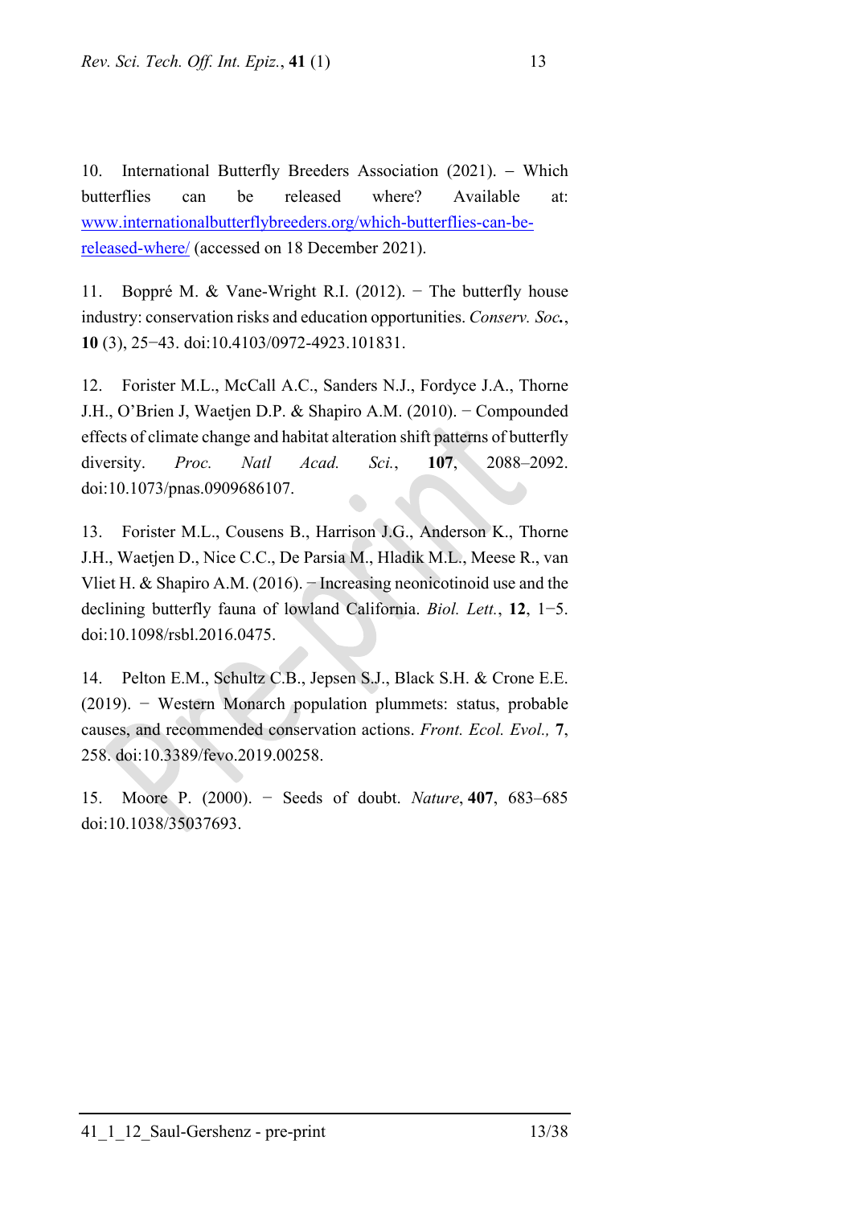10. International Butterfly Breeders Association (2021). – Which butterflies can be released where? Available at: [www.internationalbutterflybreeders.org/which-butterflies-can-be-released-where/](www.internationalbutterflybreeders.org/which-butterflies-can-be-released-where/) (accessed on 18 December 2021).

11. Boppré M. & Vane-Wright R.I. (2012). − The butterfly house industry: conservation risks and education opportunities. *Conserv. Soc.*, **10** (3), 25−43. doi:10.4103/0972-4923.101831.

12. Forister M.L., McCall A.C., Sanders N.J., Fordyce J.A., Thorne J.H., O'Brien J, Waetjen D.P. & Shapiro A.M. (2010). − Compounded effects of climate change and habitat alteration shift patterns of butterfly diversity. *Proc. Natl Acad. Sci.*, **107**, 2088–2092. doi:10.1073/pnas.0909686107.

13. Forister M.L., Cousens B., Harrison J.G., Anderson K., Thorne J.H., Waetjen D., Nice C.C., De Parsia M., Hladik M.L., Meese R., van Vliet H. & Shapiro A.M. (2016). − Increasing neonicotinoid use and the declining butterfly fauna of lowland California. *Biol. Lett.*, **12**, 1−5. doi:10.1098/rsbl.2016.0475.

14. Pelton E.M., Schultz C.B., Jepsen S.J., Black S.H. & Crone E.E. (2019). − Western Monarch population plummets: status, probable causes, and recommended conservation actions. *Front. Ecol. Evol.,* **7**, 258. doi:10.3389/fevo.2019.00258.

15. Moore P. (2000). − Seeds of doubt. *Nature*, **407**, 683–685 doi:10.1038/35037693.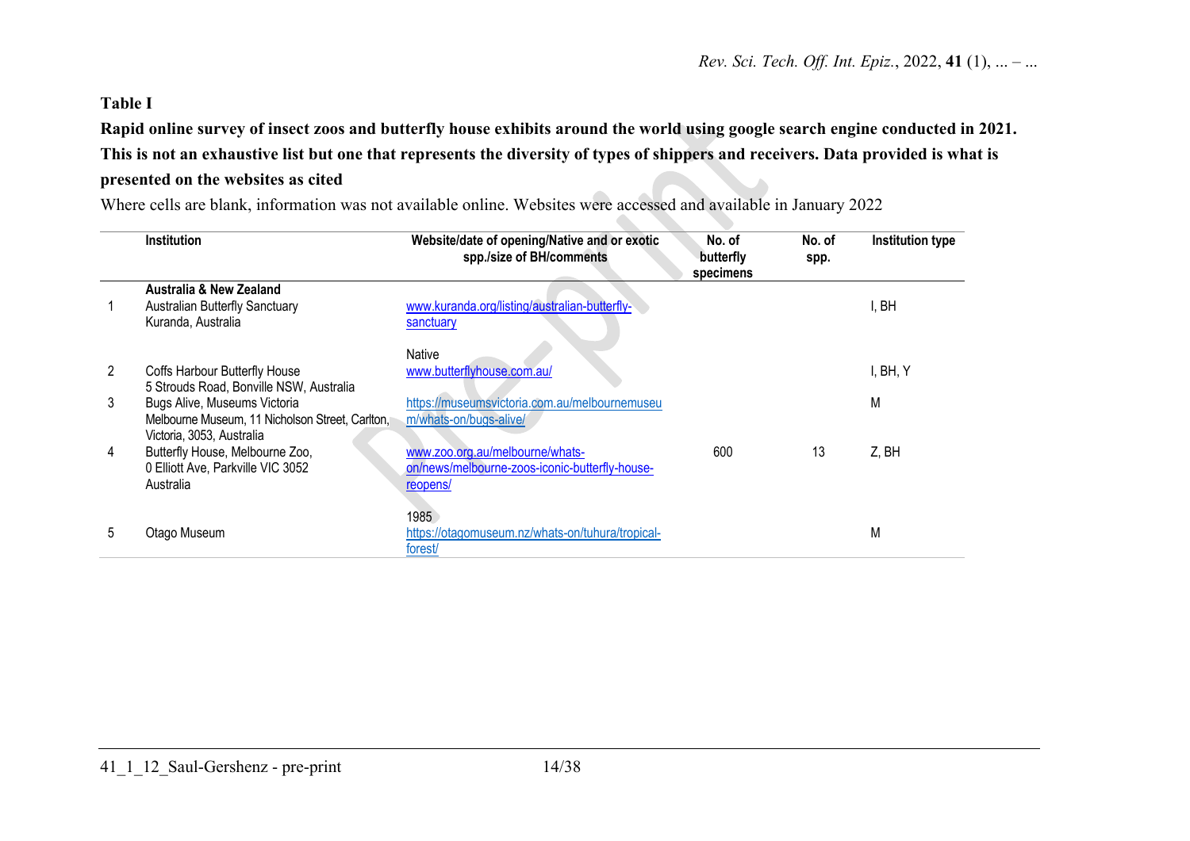**Table I**

**Rapid online survey of insect zoos and butterfly house exhibits around the world using google search engine conducted in 2021. This is not an exhaustive list but one that represents the diversity of types of shippers and receivers. Data provided is what is presented on the websites as cited**

Where cells are blank, information was not available online. Websites were accessed and available in January 2022

| | Institution | Website/date of opening/Native and or exotic spp./size of BH/comments | No. of butterfly specimens | No. of spp. | Institution type |
|---|---|---|---|---|---|
| | **Australia & New Zealand** | | | | |
| 1 | Australian Butterfly Sanctuary<br>Kuranda, Australia | www.kuranda.org/listing/australian-butterfly-sanctuary<br><br>Native | | | I, BH |
| 2 | Coffs Harbour Butterfly House<br>5 Strouds Road, Bonville NSW, Australia | www.butterflyhouse.com.au/ | | | I, BH, Y |
| 3 | Bugs Alive, Museums Victoria<br>Melbourne Museum, 11 Nicholson Street, Carlton, Victoria, 3053, Australia | https://museumsvictoria.com.au/melbournemuseum/whats-on/bugs-alive/ | | | M |
| 4 | Butterfly House, Melbourne Zoo,<br>0 Elliott Ave, Parkville VIC 3052<br>Australia | www.zoo.org.au/melbourne/whats-on/news/melbourne-zoos-iconic-butterfly-house-reopens/<br><br>1985 | 600 | 13 | Z, BH |
| 5 | Otago Museum | https://otagomuseum.nz/whats-on/tuhura/tropical-forest/ | | | M |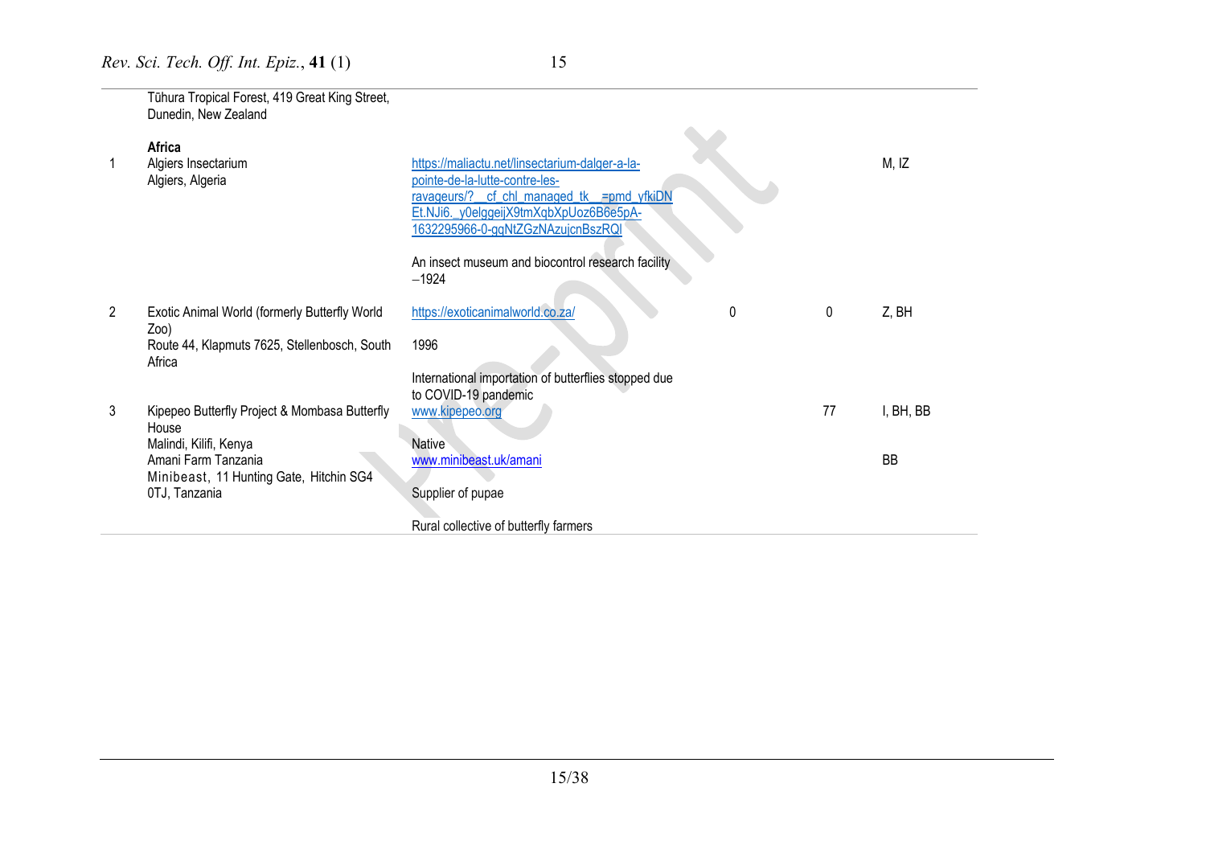| | | | | | |
|---|---|---|---|---|---|
| | Tūhura Tropical Forest, 419 Great King Street, Dunedin, New Zealand | | | | |
| | **Africa** | | | | |
| 1 | Algiers Insectarium<br>Algiers, Algeria | https://maliactu.net/linsectarium-dalger-a-la-pointe-de-la-lutte-contre-les-ravageurs/?__cf_chl_managed_tk__=pmd_yfkiDNEt.NJi6._y0elggeijX9tmXqbXpUoz6B6e5pA-1632295966-0-gqNtZGzNAzujcnBszRQl<br><br>An insect museum and biocontrol research facility –1924 | | | M, IZ |
| 2 | Exotic Animal World (formerly Butterfly World Zoo)<br>Route 44, Klapmuts 7625, Stellenbosch, South Africa | https://exoticanimalworld.co.za/<br><br>1996<br><br>International importation of butterflies stopped due to COVID-19 pandemic | 0 | 0 | Z, BH |
| 3 | Kipepeo Butterfly Project & Mombasa Butterfly House<br>Malindi, Kilifi, Kenya | www.kipepeo.org<br><br>Native | | 77 | I, BH, BB |
| | Amani Farm Tanzania<br>Minibeast, 11 Hunting Gate, Hitchin SG4 0TJ, Tanzania | www.minibeast.uk/amani<br><br>Supplier of pupae<br><br>Rural collective of butterfly farmers | | | BB |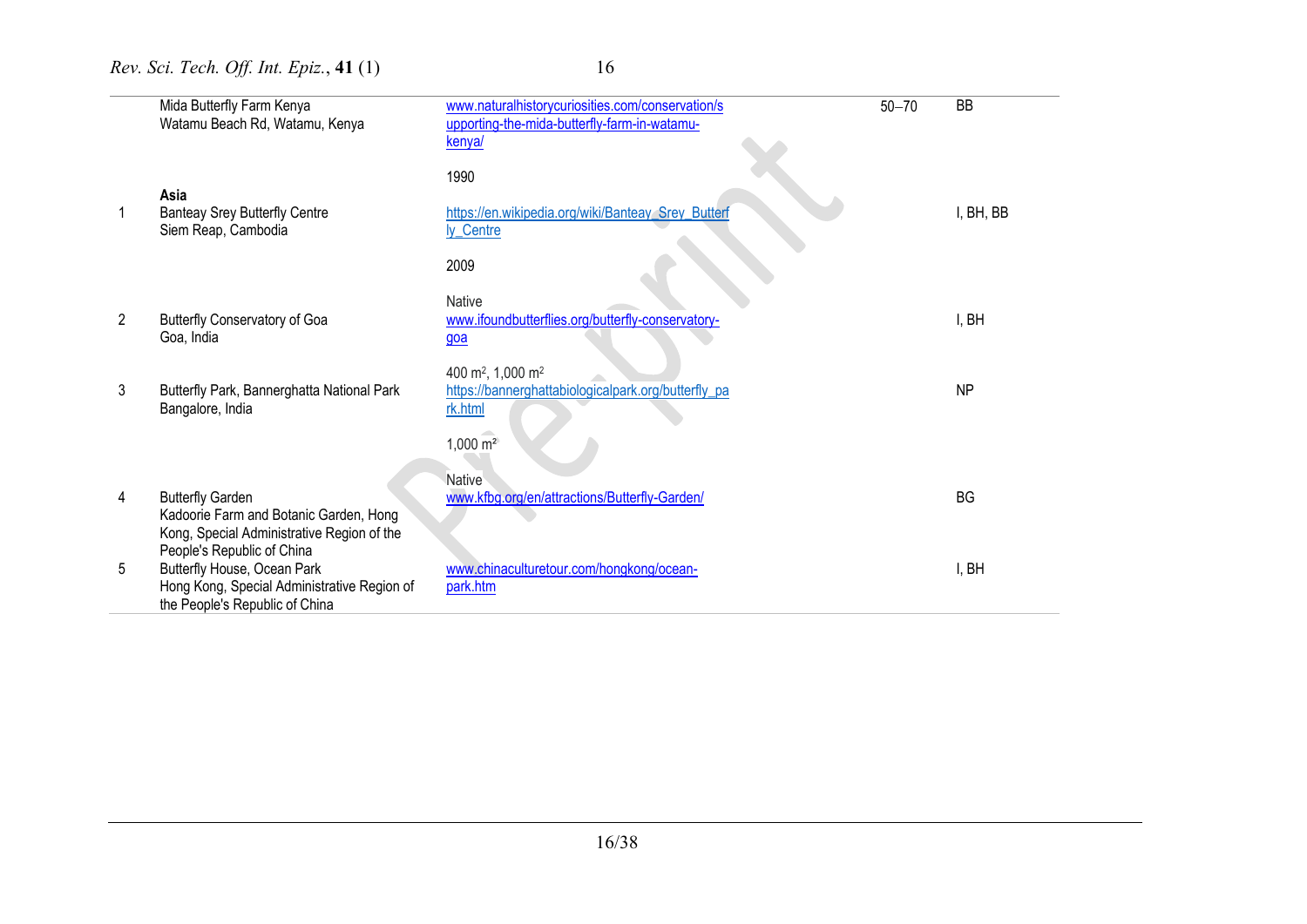| | | | | |
|---|---|---|---|---|
| | Mida Butterfly Farm Kenya<br>Watamu Beach Rd, Watamu, Kenya | www.naturalhistorycuriosities.com/conservation/supporting-the-mida-butterfly-farm-in-watamu-kenya/<br><br>1990 | 50–70 | BB |
| | **Asia** | | | |
| 1 | Banteay Srey Butterfly Centre<br>Siem Reap, Cambodia | https://en.wikipedia.org/wiki/Banteay_Srey_Butterfly_Centre<br><br>2009<br><br>Native | | I, BH, BB |
| 2 | Butterfly Conservatory of Goa<br>Goa, India | www.ifoundbutterflies.org/butterfly-conservatory-goa<br><br>400 m$^2$, 1,000 m$^2$ | | I, BH |
| 3 | Butterfly Park, Bannerghatta National Park<br>Bangalore, India | https://bannerghattabiologicalpark.org/butterfly_park.html<br><br>1,000 m$^2$<br><br>Native | | NP |
| 4 | Butterfly Garden<br>Kadoorie Farm and Botanic Garden, Hong Kong, Special Administrative Region of the People's Republic of China | www.kfbg.org/en/attractions/Butterfly-Garden/ | | BG |
| 5 | Butterfly House, Ocean Park<br>Hong Kong, Special Administrative Region of the People's Republic of China | www.chinaculturetour.com/hongkong/ocean-park.htm | | I, BH |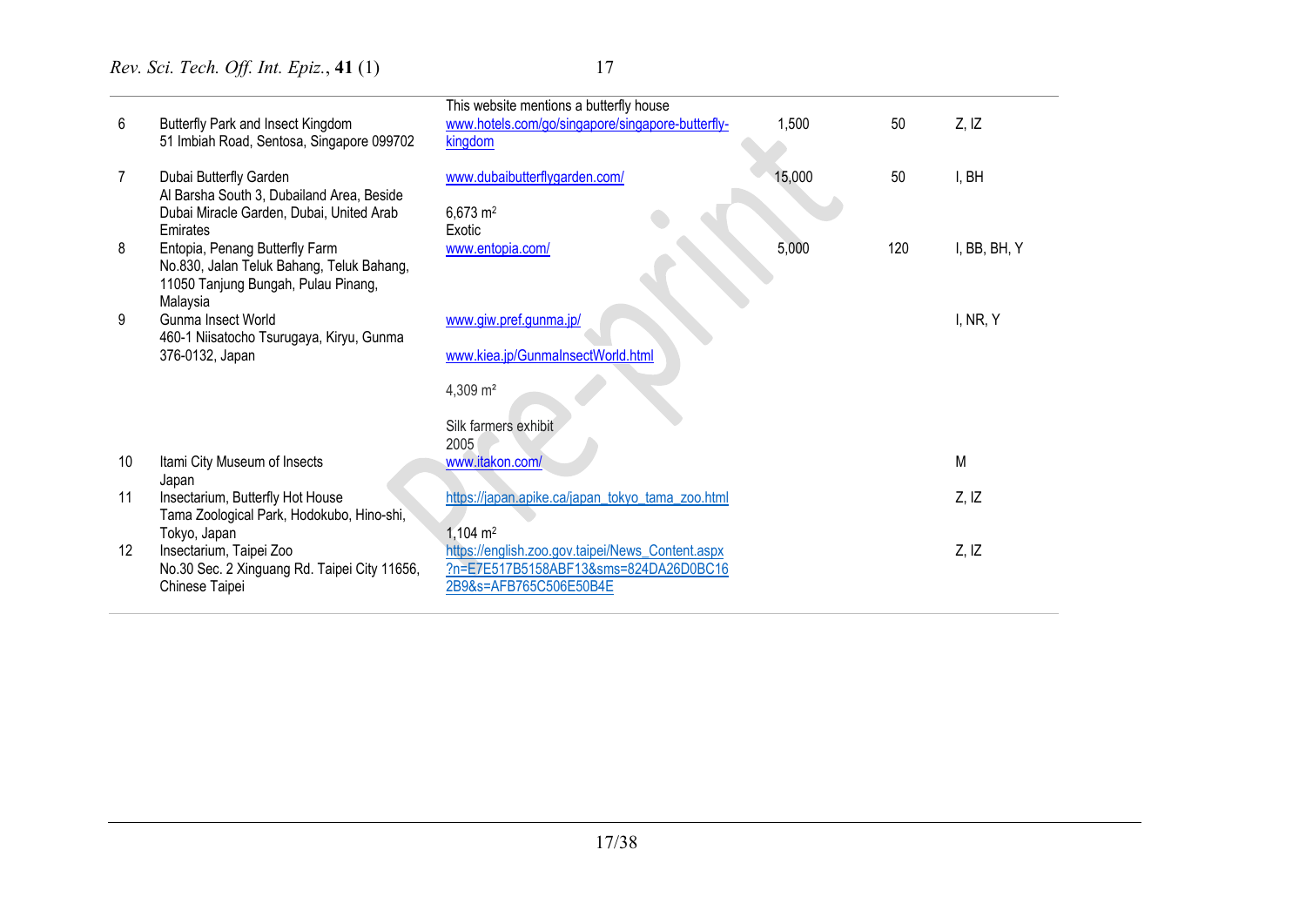| | | | | | |
|---|---|---|---|---|---|
| 6 | Butterfly Park and Insect Kingdom<br>51 Imbiah Road, Sentosa, Singapore 099702 | This website mentions a butterfly house<br>www.hotels.com/go/singapore/singapore-butterfly-kingdom | 1,500 | 50 | Z, IZ |
| 7 | Dubai Butterfly Garden<br>Al Barsha South 3, Dubailand Area, Beside Dubai Miracle Garden, Dubai, United Arab Emirates | www.dubaibutterflygarden.com/<br><br>6,673 m$^2$<br>Exotic | 15,000 | 50 | I, BH |
| 8 | Entopia, Penang Butterfly Farm<br>No.830, Jalan Teluk Bahang, Teluk Bahang, 11050 Tanjung Bungah, Pulau Pinang, Malaysia | www.entopia.com/ | 5,000 | 120 | I, BB, BH, Y |
| 9 | Gunma Insect World<br>460-1 Niisatocho Tsurugaya, Kiryu, Gunma 376-0132, Japan | www.giw.pref.gunma.jp/<br><br>www.kiea.jp/GunmaInsectWorld.html<br><br>4,309 m$^2$<br><br>Silk farmers exhibit<br>2005 | | | I, NR, Y |
| 10 | Itami City Museum of Insects<br>Japan | www.itakon.com/ | | | M |
| 11 | Insectarium, Butterfly Hot House<br>Tama Zoological Park, Hodokubo, Hino-shi, Tokyo, Japan | https://japan.apike.ca/japan_tokyo_tama_zoo.html<br><br>1,104 m$^2$ | | | Z, IZ |
| 12 | Insectarium, Taipei Zoo<br>No.30 Sec. 2 Xinguang Rd. Taipei City 11656, Chinese Taipei | https://english.zoo.gov.taipei/News_Content.aspx?n=E7E517B5158ABF13&sms=824DA26D0BC162B9&s=AFB765C506E50B4E | | | Z, IZ |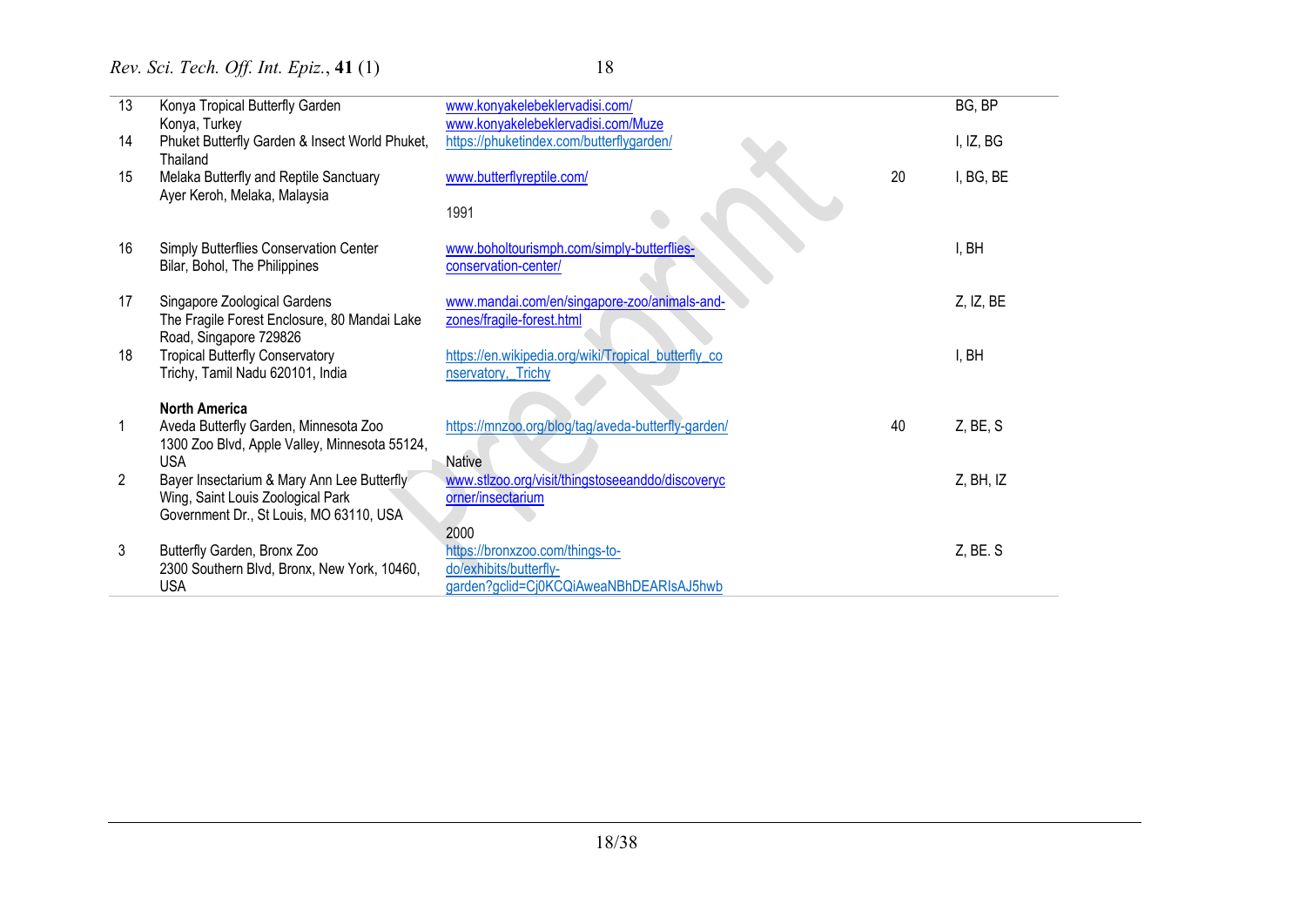| | | | | |
|---|---|---|---|---|
| 13 | Konya Tropical Butterfly Garden<br>Konya, Turkey | www.konyakelebeklervadisi.com/<br>www.konyakelebeklervadisi.com/Muze | | BG, BP |
| 14 | Phuket Butterfly Garden & Insect World Phuket, Thailand | https://phuketindex.com/butterflygarden/ | | I, IZ, BG |
| 15 | Melaka Butterfly and Reptile Sanctuary<br>Ayer Keroh, Melaka, Malaysia | www.butterflyreptile.com/<br><br>1991 | 20 | I, BG, BE |
| 16 | Simply Butterflies Conservation Center<br>Bilar, Bohol, The Philippines | www.boholtourismph.com/simply-butterflies-conservation-center/ | | I, BH |
| 17 | Singapore Zoological Gardens<br>The Fragile Forest Enclosure, 80 Mandai Lake Road, Singapore 729826 | www.mandai.com/en/singapore-zoo/animals-and-zones/fragile-forest.html | | Z, IZ, BE |
| 18 | Tropical Butterfly Conservatory<br>Trichy, Tamil Nadu 620101, India | https://en.wikipedia.org/wiki/Tropical_butterfly_conservatory,_Trichy | | I, BH |
| | **North America** | | | |
| 1 | Aveda Butterfly Garden, Minnesota Zoo<br>1300 Zoo Blvd, Apple Valley, Minnesota 55124, USA | https://mnzoo.org/blog/tag/aveda-butterfly-garden/<br><br>Native | 40 | Z, BE, S |
| 2 | Bayer Insectarium & Mary Ann Lee Butterfly Wing, Saint Louis Zoological Park<br>Government Dr., St Louis, MO 63110, USA | www.stlzoo.org/visit/thingstoseeanddo/discoverycorner/insectarium<br><br>2000 | | Z, BH, IZ |
| 3 | Butterfly Garden, Bronx Zoo<br>2300 Southern Blvd, Bronx, New York, 10460, USA | https://bronxzoo.com/things-to-do/exhibits/butterfly-garden?gclid=Cj0KCQiAweaNBhDEARIsAJ5hwb | | Z, BE. S |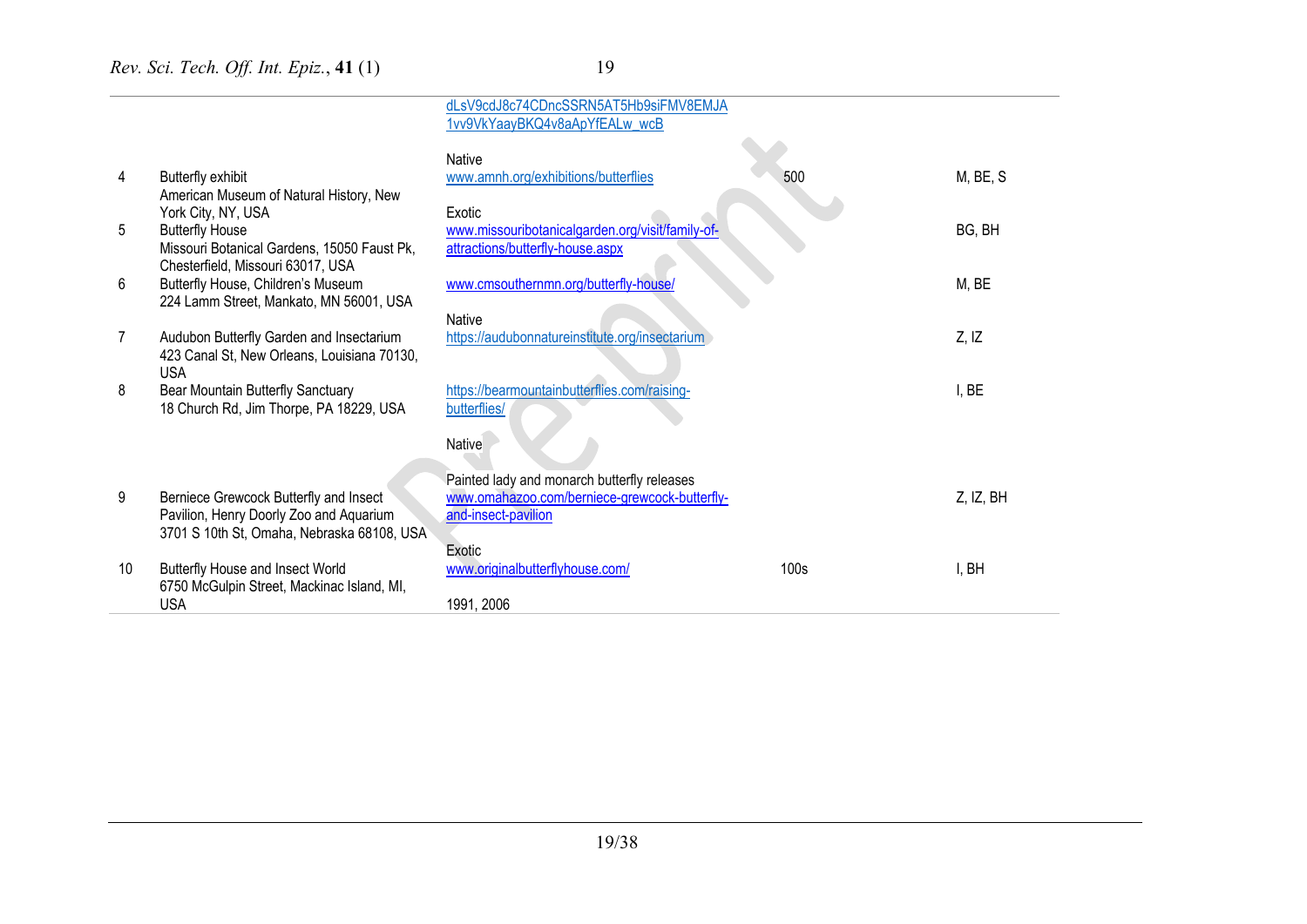| | | | | |
|---|---|---|---|---|
| | | dLsV9cdJ8c74CDncSSRN5AT5Hb9siFMV8EMJA1vv9VkYaayBKQ4v8aApYfEALw_wcB | | |
| 4 | Butterfly exhibit<br>American Museum of Natural History, New York City, NY, USA | Native<br>www.amnh.org/exhibitions/butterflies | 500 | M, BE, S |
| 5 | Butterfly House<br>Missouri Botanical Gardens, 15050 Faust Pk, Chesterfield, Missouri 63017, USA | Exotic<br>www.missouribotanicalgarden.org/visit/family-of-attractions/butterfly-house.aspx | | BG, BH |
| 6 | Butterfly House, Children's Museum<br>224 Lamm Street, Mankato, MN 56001, USA | www.cmsouthernmn.org/butterfly-house/ | | M, BE |
| 7 | Audubon Butterfly Garden and Insectarium<br>423 Canal St, New Orleans, Louisiana 70130, USA | Native<br>https://audubonnatureinstitute.org/insectarium | | Z, IZ |
| 8 | Bear Mountain Butterfly Sanctuary<br>18 Church Rd, Jim Thorpe, PA 18229, USA | https://bearmountainbutterflies.com/raising-butterflies/<br><br>Native | | I, BE |
| 9 | Berniece Grewcock Butterfly and Insect Pavilion, Henry Doorly Zoo and Aquarium<br>3701 S 10th St, Omaha, Nebraska 68108, USA | Painted lady and monarch butterfly releases<br>www.omahazoo.com/berniece-grewcock-butterfly-and-insect-pavilion | | Z, IZ, BH |
| 10 | Butterfly House and Insect World<br>6750 McGulpin Street, Mackinac Island, MI, USA | Exotic<br>www.originalbutterflyhouse.com/<br><br>1991, 2006 | 100s | I, BH |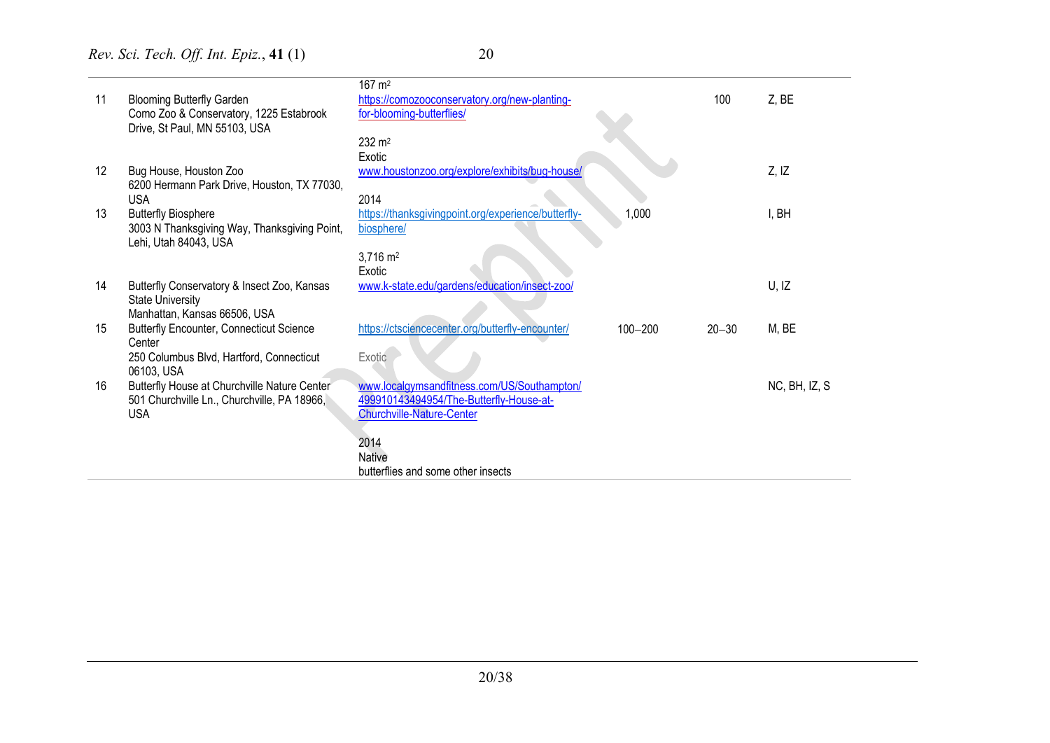| | | | | | |
|---|---|---|---|---|---|
| 11 | Blooming Butterfly Garden<br>Como Zoo & Conservatory, 1225 Estabrook Drive, St Paul, MN 55103, USA | 167 m²<br>https://comozooconservatory.org/new-planting-for-blooming-butterflies/ | | 100 | Z, BE |
| 12 | Bug House, Houston Zoo<br>6200 Hermann Park Drive, Houston, TX 77030, USA | 232 m²<br>Exotic<br>www.houstonzoo.org/explore/exhibits/bug-house/ | | | Z, IZ |
| 13 | Butterfly Biosphere<br>3003 N Thanksgiving Way, Thanksgiving Point, Lehi, Utah 84043, USA | 2014<br>https://thanksgivingpoint.org/experience/butterfly-biosphere/<br>3,716 m²<br>Exotic | 1,000 | | I, BH |
| 14 | Butterfly Conservatory & Insect Zoo, Kansas State University<br>Manhattan, Kansas 66506, USA | www.k-state.edu/gardens/education/insect-zoo/ | | | U, IZ |
| 15 | Butterfly Encounter, Connecticut Science Center<br>250 Columbus Blvd, Hartford, Connecticut 06103, USA | https://ctsciencecenter.org/butterfly-encounter/<br>Exotic | 100–200 | 20–30 | M, BE |
| 16 | Butterfly House at Churchville Nature Center<br>501 Churchville Ln., Churchville, PA 18966, USA | www.localgymsandfitness.com/US/Southampton/499910143494954/The-Butterfly-House-at-Churchville-Nature-Center<br>2014<br>Native<br>butterflies and some other insects | | | NC, BH, IZ, S |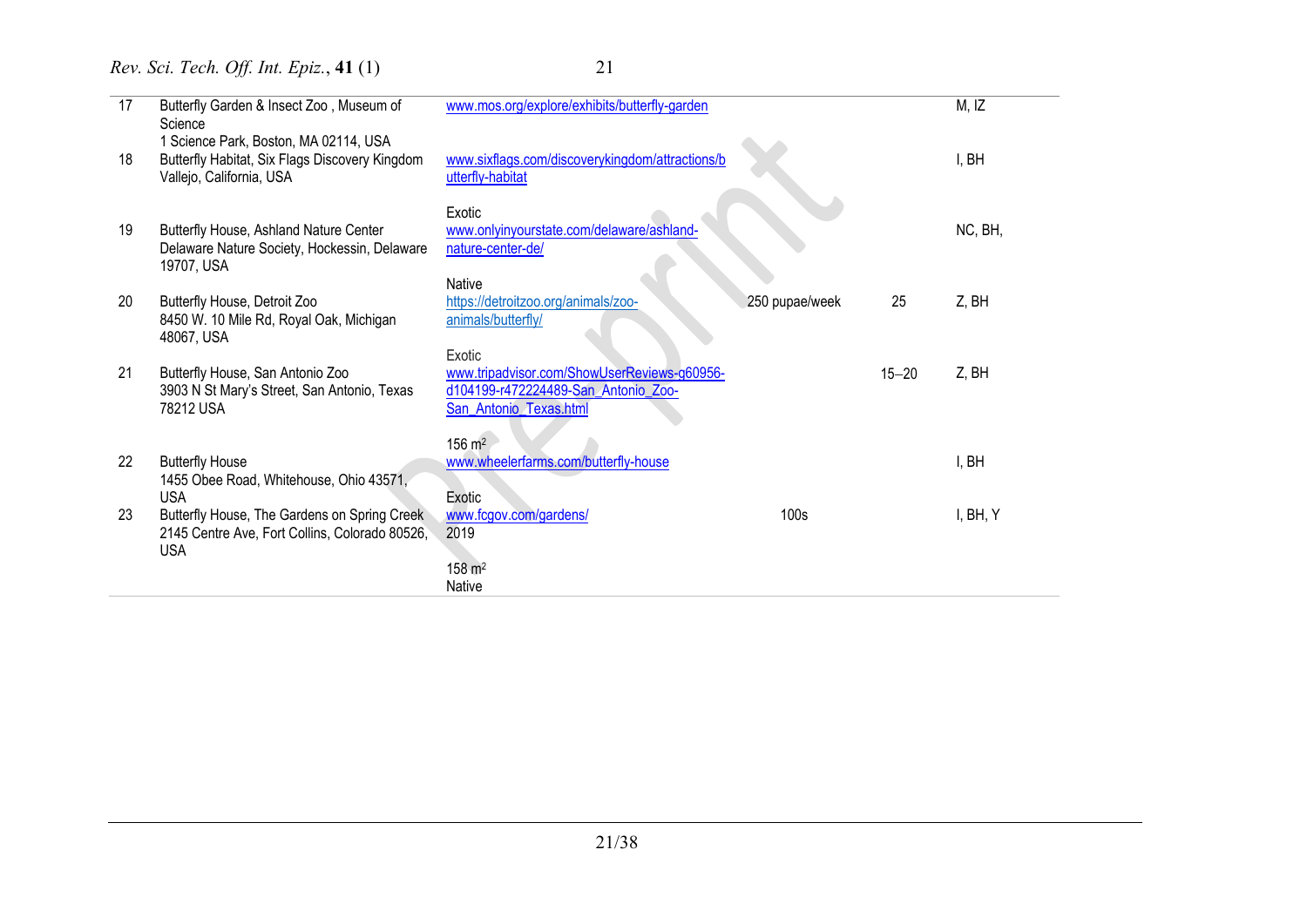| | | | | | |
|---|---|---|---|---|---|
| 17 | Butterfly Garden & Insect Zoo , Museum of Science<br>1 Science Park, Boston, MA 02114, USA | www.mos.org/explore/exhibits/butterfly-garden | | | M, IZ |
| 18 | Butterfly Habitat, Six Flags Discovery Kingdom<br>Vallejo, California, USA | www.sixflags.com/discoverykingdom/attractions/butterfly-habitat<br>Exotic | | | I, BH |
| 19 | Butterfly House, Ashland Nature Center<br>Delaware Nature Society, Hockessin, Delaware 19707, USA | www.onlyinyourstate.com/delaware/ashland-nature-center-de/<br>Native | | | NC, BH, |
| 20 | Butterfly House, Detroit Zoo<br>8450 W. 10 Mile Rd, Royal Oak, Michigan 48067, USA | https://detroitzoo.org/animals/zoo-animals/butterfly/<br>Exotic | 250 pupae/week | 25 | Z, BH |
| 21 | Butterfly House, San Antonio Zoo<br>3903 N St Mary's Street, San Antonio, Texas 78212 USA | www.tripadvisor.com/ShowUserReviews-g60956-d104199-r472224489-San_Antonio_Zoo-San_Antonio_Texas.html<br>156 m² | | 15–20 | Z, BH |
| 22 | Butterfly House<br>1455 Obee Road, Whitehouse, Ohio 43571, USA | www.wheelerfarms.com/butterfly-house<br>Exotic | | | I, BH |
| 23 | Butterfly House, The Gardens on Spring Creek<br>2145 Centre Ave, Fort Collins, Colorado 80526, USA | www.fcgov.com/gardens/<br>2019<br>158 m²<br>Native | 100s | | I, BH, Y |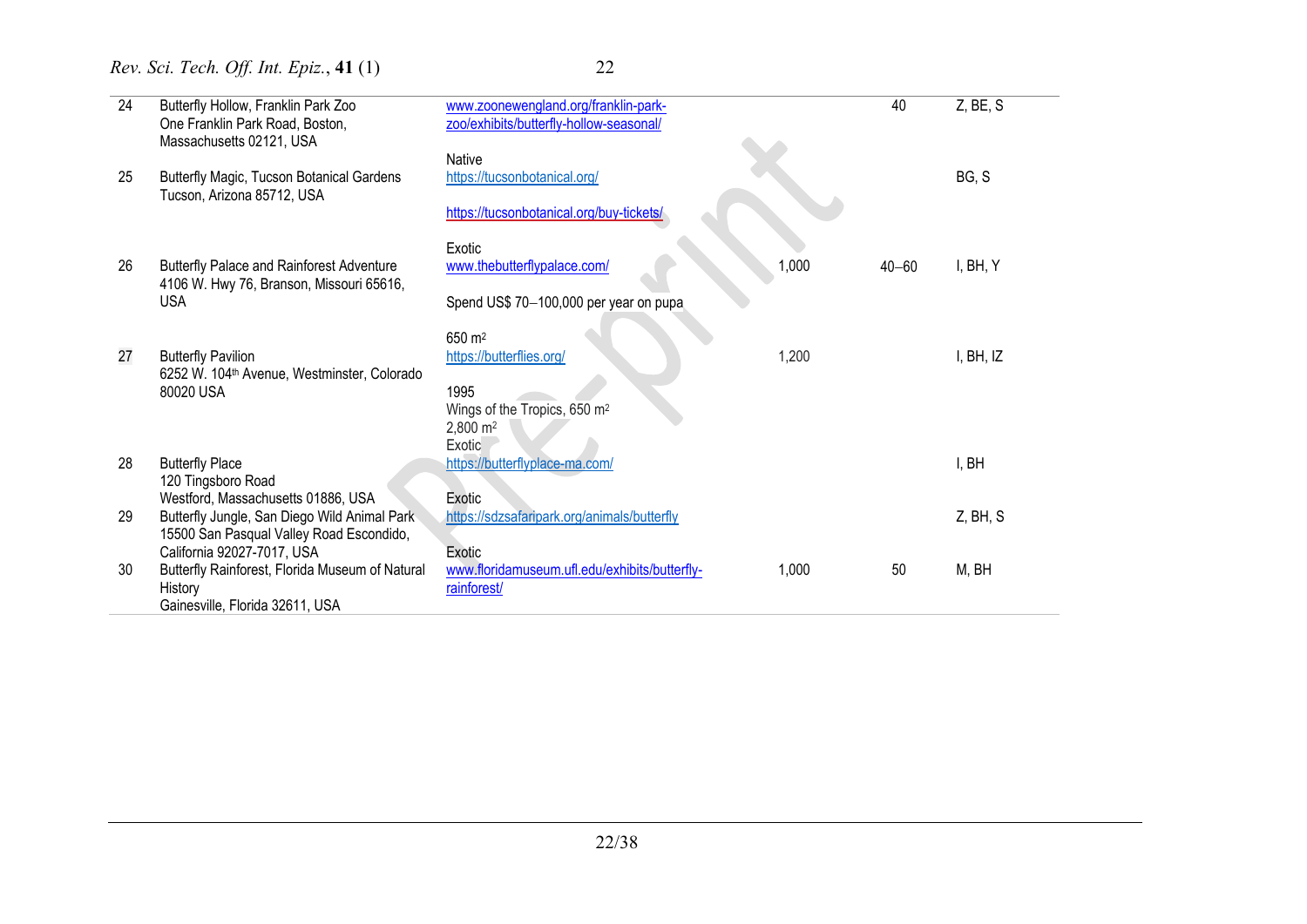| | | | | | |
|---|---|---|---|---|---|
| 24 | Butterfly Hollow, Franklin Park Zoo<br>One Franklin Park Road, Boston, Massachusetts 02121, USA | www.zoonewengland.org/franklin-park-zoo/exhibits/butterfly-hollow-seasonal/ | | 40 | Z, BE, S |
| 25 | Butterfly Magic, Tucson Botanical Gardens<br>Tucson, Arizona 85712, USA | Native<br>https://tucsonbotanical.org/<br><br>https://tucsonbotanical.org/buy-tickets/ | | | BG, S |
| 26 | Butterfly Palace and Rainforest Adventure<br>4106 W. Hwy 76, Branson, Missouri 65616, USA | Exotic<br>www.thebutterflypalace.com/<br><br>Spend US$ 70–100,000 per year on pupa | 1,000 | 40–60 | I, BH, Y |
| 27 | Butterfly Pavilion<br>6252 W. 104th Avenue, Westminster, Colorado 80020 USA | 650 m$^2$<br>https://butterflies.org/<br><br>1995<br>Wings of the Tropics, 650 m$^2$<br>2,800 m$^2$ | 1,200 | | I, BH, IZ |
| 28 | Butterfly Place<br>120 Tingsboro Road<br>Westford, Massachusetts 01886, USA | Exotic<br>https://butterflyplace-ma.com/ | | | I, BH |
| 29 | Butterfly Jungle, San Diego Wild Animal Park<br>15500 San Pasqual Valley Road Escondido, California 92027-7017, USA | Exotic<br>https://sdzsafaripark.org/animals/butterfly | | | Z, BH, S |
| 30 | Butterfly Rainforest, Florida Museum of Natural History<br>Gainesville, Florida 32611, USA | Exotic<br>www.floridamuseum.ufl.edu/exhibits/butterfly-rainforest/ | 1,000 | 50 | M, BH |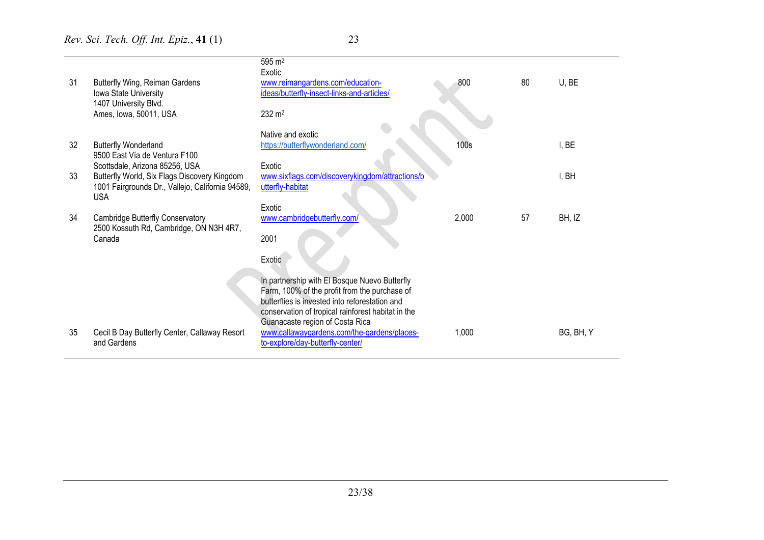| | | | | | |
|---|---|---|---|---|---|
| 31 | Butterfly Wing, Reiman Gardens<br>Iowa State University<br>1407 University Blvd.<br>Ames, Iowa, 50011, USA | 595 m²<br>Exotic<br>www.reimangardens.com/education-ideas/butterfly-insect-links-and-articles/ | 800 | 80 | U, BE |
| 32 | Butterfly Wonderland<br>9500 East Vía de Ventura F100<br>Scottsdale, Arizona 85256, USA | 232 m²<br>Native and exotic<br>https://butterflywonderland.com/ | 100s | | I, BE |
| 33 | Butterfly World, Six Flags Discovery Kingdom<br>1001 Fairgrounds Dr., Vallejo, California 94589, USA | Exotic<br>www.sixflags.com/discoverykingdom/attractions/butterfly-habitat | | | I, BH |
| 34 | Cambridge Butterfly Conservatory<br>2500 Kossuth Rd, Cambridge, ON N3H 4R7, Canada | Exotic<br>www.cambridgebutterfly.com/ | 2,000 | 57 | BH, IZ |
| 35 | Cecil B Day Butterfly Center, Callaway Resort and Gardens | 2001<br>Exotic<br>In partnership with El Bosque Nuevo Butterfly Farm, 100% of the profit from the purchase of butterflies is invested into reforestation and conservation of tropical rainforest habitat in the Guanacaste region of Costa Rica<br>www.callawaygardens.com/the-gardens/places-to-explore/day-butterfly-center/ | 1,000 | | BG, BH, Y |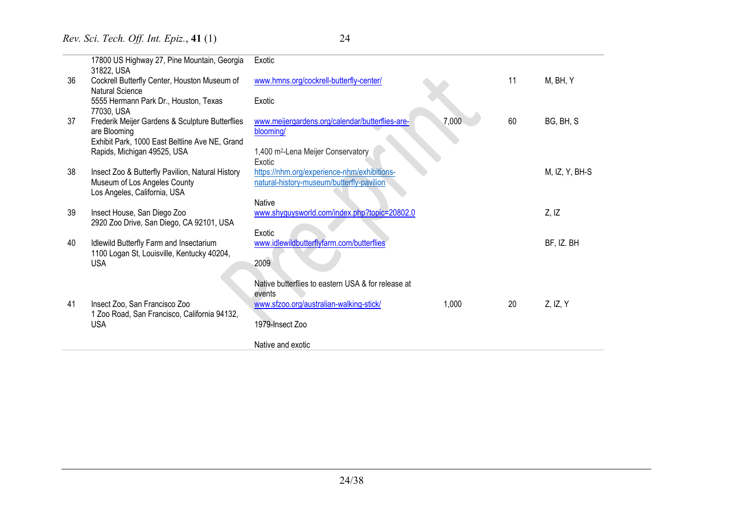| | | | | | |
|---|---|---|---|---|---|
| | 17800 US Highway 27, Pine Mountain, Georgia 31822, USA | Exotic | | | |
| 36 | Cockrell Butterfly Center, Houston Museum of Natural Science<br>5555 Hermann Park Dr., Houston, Texas 77030, USA | www.hmns.org/cockrell-butterfly-center/<br><br>Exotic | | 11 | M, BH, Y |
| 37 | Frederik Meijer Gardens & Sculpture Butterflies are Blooming<br>Exhibit Park, 1000 East Beltline Ave NE, Grand Rapids, Michigan 49525, USA | www.meijergardens.org/calendar/butterflies-are-blooming/<br><br>1,400 m²-Lena Meijer Conservatory<br>Exotic | 7,000 | 60 | BG, BH, S |
| 38 | Insect Zoo & Butterfly Pavilion, Natural History Museum of Los Angeles County<br>Los Angeles, California, USA | https://nhm.org/experience-nhm/exhibitions-natural-history-museum/butterfly-pavilion<br><br>Native | | | M, IZ, Y, BH-S |
| 39 | Insect House, San Diego Zoo<br>2920 Zoo Drive, San Diego, CA 92101, USA | www.shyguysworld.com/index.php?topic=20802.0<br><br>Exotic | | | Z, IZ |
| 40 | Idlewild Butterfly Farm and Insectarium<br>1100 Logan St, Louisville, Kentucky 40204, USA | www.idlewildbutterflyfarm.com/butterflies<br><br>2009<br><br>Native butterflies to eastern USA & for release at events | | | BF, IZ. BH |
| 41 | Insect Zoo, San Francisco Zoo<br>1 Zoo Road, San Francisco, California 94132, USA | www.sfzoo.org/australian-walking-stick/<br><br>1979-Insect Zoo<br><br>Native and exotic | 1,000 | 20 | Z, IZ, Y |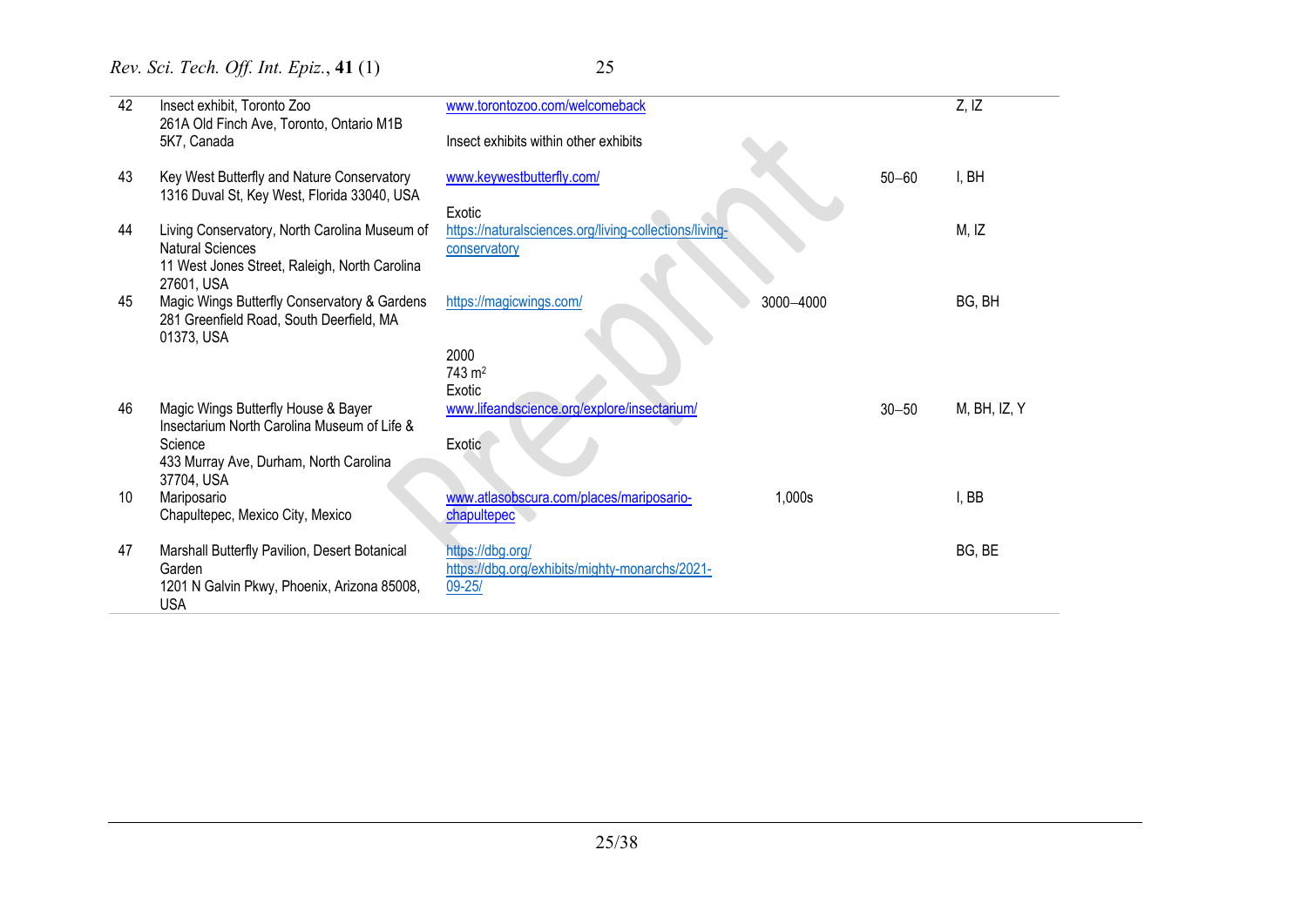| | | | | | |
|---|---|---|---|---|---|
| 42 | Insect exhibit, Toronto Zoo<br>261A Old Finch Ave, Toronto, Ontario M1B 5K7, Canada | www.torontozoo.com/welcomeback<br><br>Insect exhibits within other exhibits | | | Z, IZ |
| 43 | Key West Butterfly and Nature Conservatory<br>1316 Duval St, Key West, Florida 33040, USA | www.keywestbutterfly.com/<br><br>Exotic | | 50–60 | I, BH |
| 44 | Living Conservatory, North Carolina Museum of Natural Sciences<br>11 West Jones Street, Raleigh, North Carolina 27601, USA | https://naturalsciences.org/living-collections/living-conservatory | | | M, IZ |
| 45 | Magic Wings Butterfly Conservatory & Gardens<br>281 Greenfield Road, South Deerfield, MA 01373, USA | https://magicwings.com/<br><br>2000<br>743 m$^2$<br>Exotic | 3000–4000 | | BG, BH |
| 46 | Magic Wings Butterfly House & Bayer Insectarium North Carolina Museum of Life & Science<br>433 Murray Ave, Durham, North Carolina 37704, USA | www.lifeandscience.org/explore/insectarium/<br><br>Exotic | | 30–50 | M, BH, IZ, Y |
| 10 | Mariposario<br>Chapultepec, Mexico City, Mexico | www.atlasobscura.com/places/mariposario-chapultepec | 1,000s | | I, BB |
| 47 | Marshall Butterfly Pavilion, Desert Botanical Garden<br>1201 N Galvin Pkwy, Phoenix, Arizona 85008, USA | https://dbg.org/<br>https://dbg.org/exhibits/mighty-monarchs/2021-09-25/ | | | BG, BE |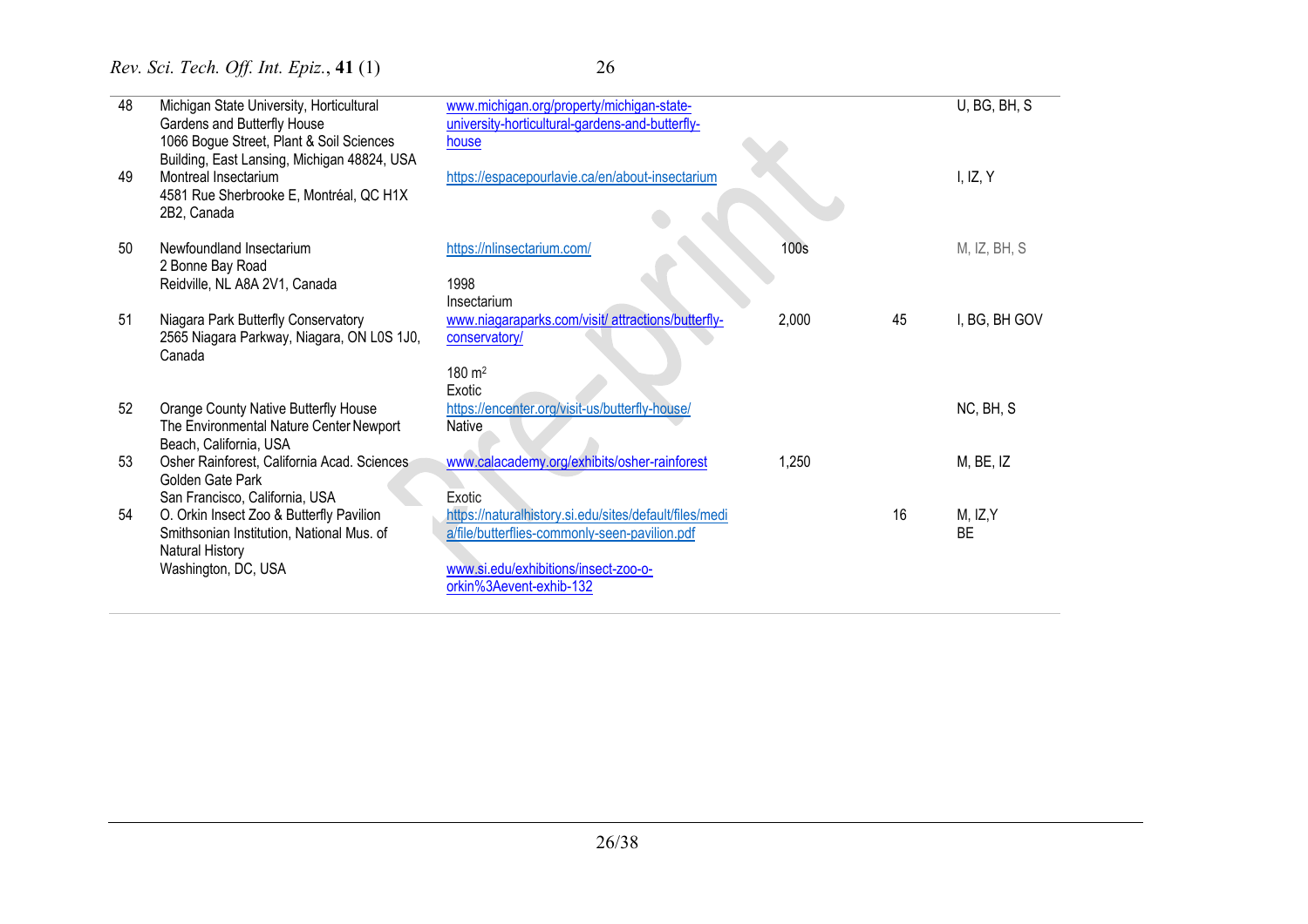| | | | | | |
|---|---|---|---|---|---|
| 48 | Michigan State University, Horticultural Gardens and Butterfly House 1066 Bogue Street, Plant & Soil Sciences Building, East Lansing, Michigan 48824, USA | www.michigan.org/property/michigan-state-university-horticultural-gardens-and-butterfly-house | | | U, BG, BH, S |
| 49 | Montreal Insectarium 4581 Rue Sherbrooke E, Montréal, QC H1X 2B2, Canada | https://espacepourlavie.ca/en/about-insectarium | | | I, IZ, Y |
| 50 | Newfoundland Insectarium 2 Bonne Bay Road Reidville, NL A8A 2V1, Canada | https://nlinsectarium.com/ 1998 Insectarium | 100s | | M, IZ, BH, S |
| 51 | Niagara Park Butterfly Conservatory 2565 Niagara Parkway, Niagara, ON L0S 1J0, Canada | www.niagaraparks.com/visit/ attractions/butterfly-conservatory/ 180 m² Exotic | 2,000 | 45 | I, BG, BH GOV |
| 52 | Orange County Native Butterfly House The Environmental Nature Center Newport Beach, California, USA | https://encenter.org/visit-us/butterfly-house/ Native | | | NC, BH, S |
| 53 | Osher Rainforest, California Acad. Sciences Golden Gate Park San Francisco, California, USA | www.calacademy.org/exhibits/osher-rainforest Exotic | 1,250 | | M, BE, IZ |
| 54 | O. Orkin Insect Zoo & Butterfly Pavilion Smithsonian Institution, National Mus. of Natural History Washington, DC, USA | https://naturalhistory.si.edu/sites/default/files/media/file/butterflies-commonly-seen-pavilion.pdf www.si.edu/exhibitions/insect-zoo-o-orkin%3Aevent-exhib-132 | | 16 | M, IZ,Y BE |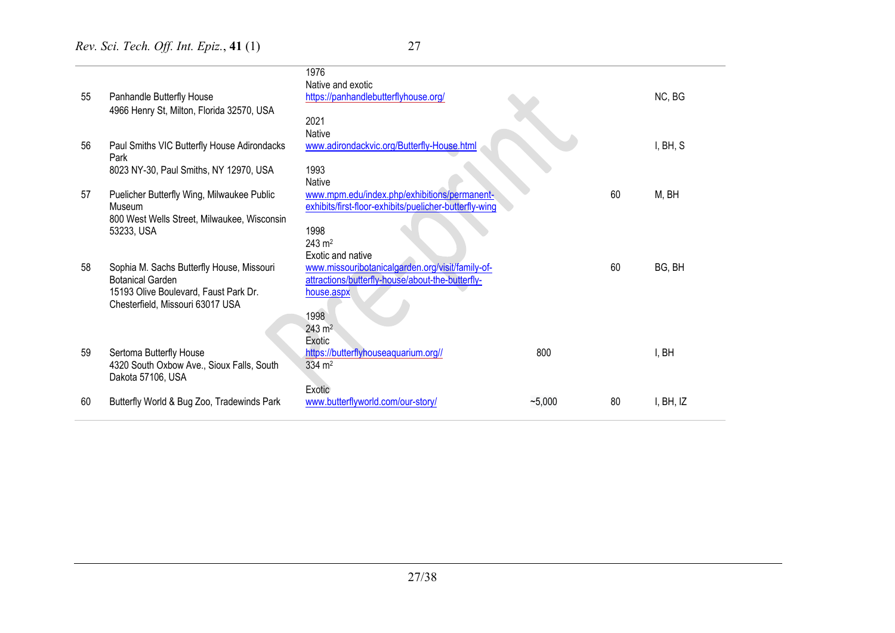| | | | | | |
|---|---|---|---|---|---|
| 55 | Panhandle Butterfly House<br>4966 Henry St, Milton, Florida 32570, USA | 1976<br>Native and exotic<br>https://panhandlebutterflyhouse.org/ | | | NC, BG |
| 56 | Paul Smiths VIC Butterfly House Adirondacks Park<br>8023 NY-30, Paul Smiths, NY 12970, USA | 2021<br>Native<br>www.adirondackvic.org/Butterfly-House.html | | | I, BH, S |
| 57 | Puelicher Butterfly Wing, Milwaukee Public Museum<br>800 West Wells Street, Milwaukee, Wisconsin 53233, USA | 1993<br>Native<br>www.mpm.edu/index.php/exhibitions/permanent-exhibits/first-floor-exhibits/puelicher-butterfly-wing | | 60 | M, BH |
| 58 | Sophia M. Sachs Butterfly House, Missouri Botanical Garden<br>15193 Olive Boulevard, Faust Park Dr. Chesterfield, Missouri 63017 USA | 1998<br>243 m²<br>Exotic and native<br>www.missouribotanicalgarden.org/visit/family-of-attractions/butterfly-house/about-the-butterfly-house.aspx | | 60 | BG, BH |
| 59 | Sertoma Butterfly House<br>4320 South Oxbow Ave., Sioux Falls, South Dakota 57106, USA | 1998<br>243 m²<br>Exotic<br>https://butterflyhouseaquarium.org//<br>334 m² | 800 | | I, BH |
| 60 | Butterfly World & Bug Zoo, Tradewinds Park | Exotic<br>www.butterflyworld.com/our-story/ | ~5,000 | 80 | I, BH, IZ |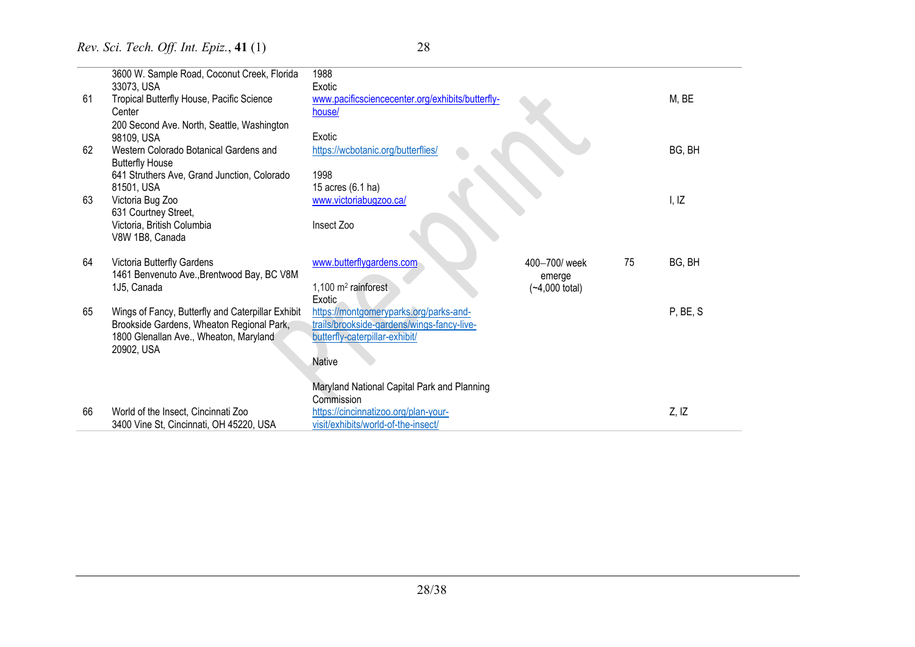| | | | | | |
|---|---|---|---|---|---|
| | 3600 W. Sample Road, Coconut Creek, Florida 33073, USA | 1988<br>Exotic | | | |
| 61 | Tropical Butterfly House, Pacific Science Center<br>200 Second Ave. North, Seattle, Washington 98109, USA | www.pacificsciencecenter.org/exhibits/butterfly-house/<br><br>Exotic | | | M, BE |
| 62 | Western Colorado Botanical Gardens and Butterfly House<br>641 Struthers Ave, Grand Junction, Colorado 81501, USA | https://wcbotanic.org/butterflies/<br><br>1998<br>15 acres (6.1 ha) | | | BG, BH |
| 63 | Victoria Bug Zoo<br>631 Courtney Street,<br>Victoria, British Columbia<br>V8W 1B8, Canada | www.victoriabugzoo.ca/<br><br>Insect Zoo | | | I, IZ |
| 64 | Victoria Butterfly Gardens<br>1461 Benvenuto Ave.,Brentwood Bay, BC V8M 1J5, Canada | www.butterflygardens.com<br><br>1,100 m$^2$ rainforest<br>Exotic | 400–700/ week emerge<br>(~4,000 total) | 75 | BG, BH |
| 65 | Wings of Fancy, Butterfly and Caterpillar Exhibit<br>Brookside Gardens, Wheaton Regional Park, 1800 Glenallan Ave., Wheaton, Maryland 20902, USA | https://montgomeryparks.org/parks-and-trails/brookside-gardens/wings-fancy-live-butterfly-caterpillar-exhibit/<br><br>Native<br><br>Maryland National Capital Park and Planning Commission | | | P, BE, S |
| 66 | World of the Insect, Cincinnati Zoo<br>3400 Vine St, Cincinnati, OH 45220, USA | https://cincinnatizoo.org/plan-your-visit/exhibits/world-of-the-insect/ | | | Z, IZ |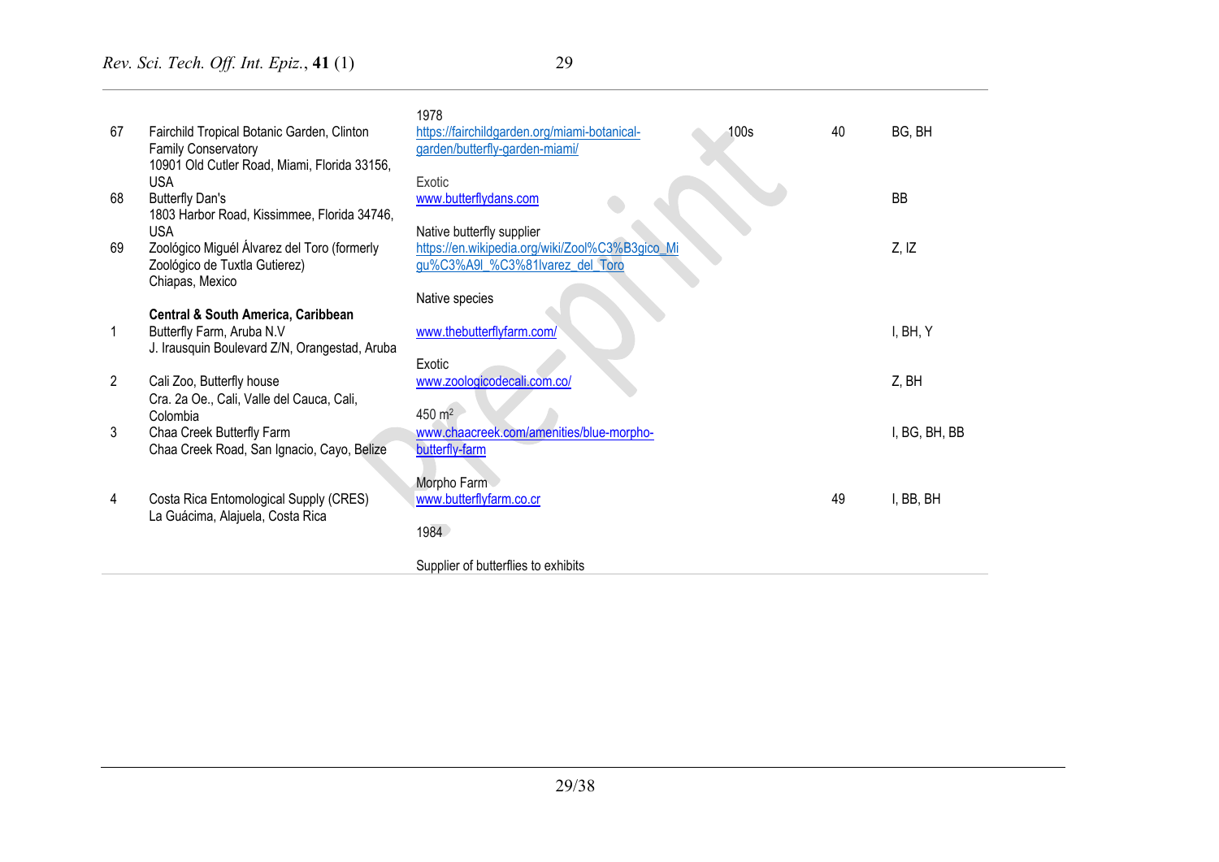| | | | | | |
|---|---|---|---|---|---|
| | | 1978 | | | |
| 67 | Fairchild Tropical Botanic Garden, Clinton Family Conservatory<br>10901 Old Cutler Road, Miami, Florida 33156, USA | https://fairchildgarden.org/miami-botanical-garden/butterfly-garden-miami/<br><br>Exotic | 100s | 40 | BG, BH |
| 68 | Butterfly Dan's<br>1803 Harbor Road, Kissimmee, Florida 34746, USA | www.butterflydans.com<br><br>Native butterfly supplier | | | BB |
| 69 | Zoológico Miguél Álvarez del Toro (formerly Zoológico de Tuxtla Gutierez)<br>Chiapas, Mexico | https://en.wikipedia.org/wiki/Zool%C3%B3gico_Migu%C3%A9l_%C3%81lvarez_del_Toro<br><br>Native species | | | Z, IZ |
| | **Central & South America, Caribbean** | | | | |
| 1 | Butterfly Farm, Aruba N.V<br>J. Irausquin Boulevard Z/N, Orangestad, Aruba | www.thebutterflyfarm.com/<br><br>Exotic | | | I, BH, Y |
| 2 | Cali Zoo, Butterfly house<br>Cra. 2a Oe., Cali, Valle del Cauca, Cali, Colombia | www.zoologicodecali.com.co/<br><br>450 $m^2$ | | | Z, BH |
| 3 | Chaa Creek Butterfly Farm<br>Chaa Creek Road, San Ignacio, Cayo, Belize | www.chaacreek.com/amenities/blue-morpho-butterfly-farm<br><br>Morpho Farm | | | I, BG, BH, BB |
| 4 | Costa Rica Entomological Supply (CRES)<br>La Guácima, Alajuela, Costa Rica | www.butterflyfarm.co.cr<br><br>1984<br><br>Supplier of butterflies to exhibits | | 49 | I, BB, BH |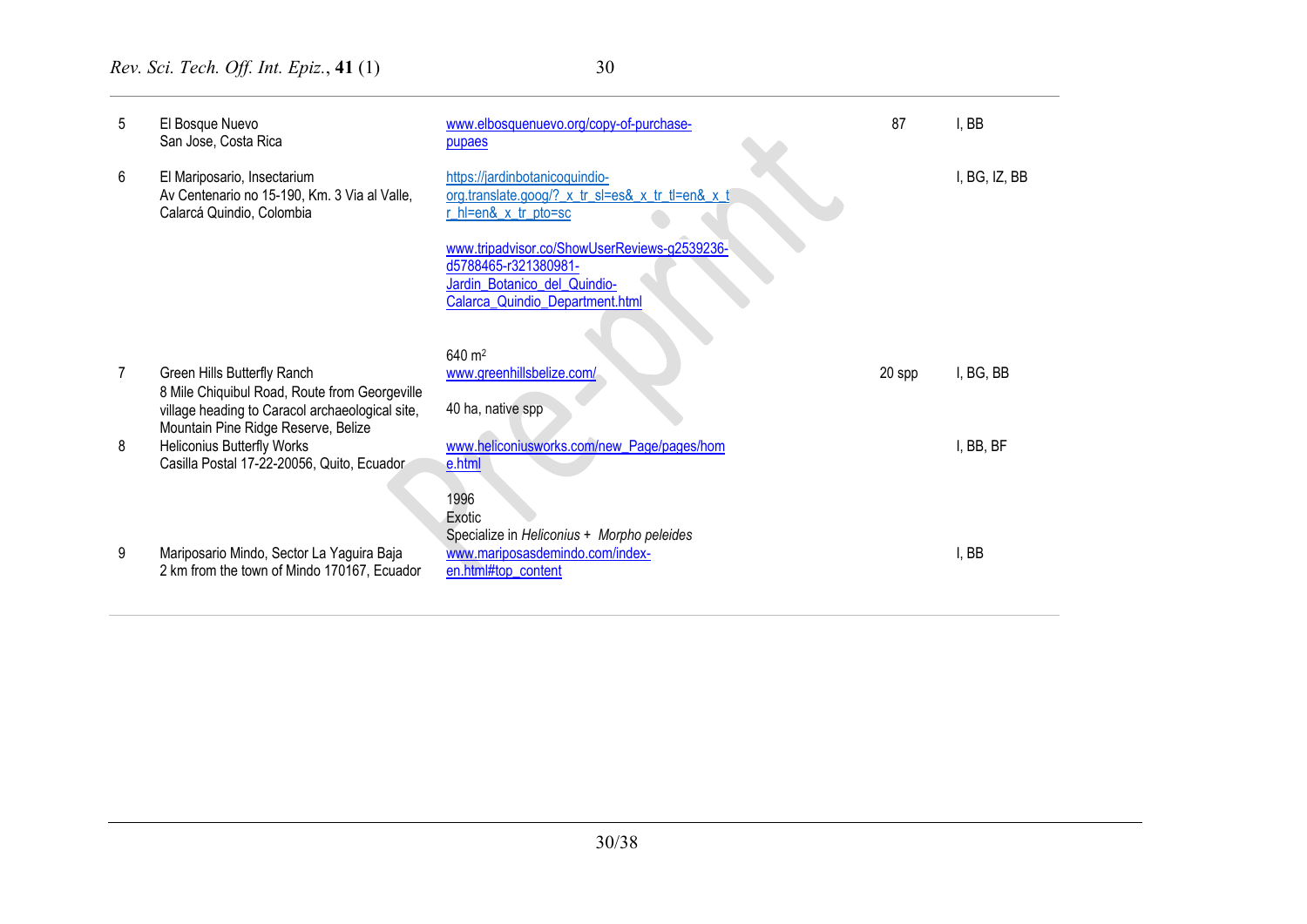| | | | | |
|---|---|---|---|---|
| 5 | El Bosque Nuevo<br>San Jose, Costa Rica | www.elbosquenuevo.org/copy-of-purchase-pupaes | 87 | I, BB |
| 6 | El Mariposario, Insectarium<br>Av Centenario no 15-190, Km. 3 Via al Valle, Calarcá Quindio, Colombia | https://jardinbotanicoquindio-org.translate.goog/?_x_tr_sl=es&_x_tr_tl=en&_x_tr_hl=en&_x_tr_pto=sc<br><br>www.tripadvisor.co/ShowUserReviews-g2539236-d5788465-r321380981-Jardin_Botanico_del_Quindio-Calarca_Quindio_Department.html<br><br>640 m$^2$ | | I, BG, IZ, BB |
| 7 | Green Hills Butterfly Ranch<br>8 Mile Chiquibul Road, Route from Georgeville village heading to Caracol archaeological site, Mountain Pine Ridge Reserve, Belize | www.greenhillsbelize.com/<br><br>40 ha, native spp | 20 spp | I, BG, BB |
| 8 | Heliconius Butterfly Works<br>Casilla Postal 17-22-20056, Quito, Ecuador | www.heliconiusworks.com/new_Page/pages/home.html<br><br>1996<br>Exotic<br>Specialize in *Heliconius* + *Morpho peleides* | | I, BB, BF |
| 9 | Mariposario Mindo, Sector La Yaguira Baja<br>2 km from the town of Mindo 170167, Ecuador | www.mariposasdemindo.com/index-en.html#top_content | | I, BB |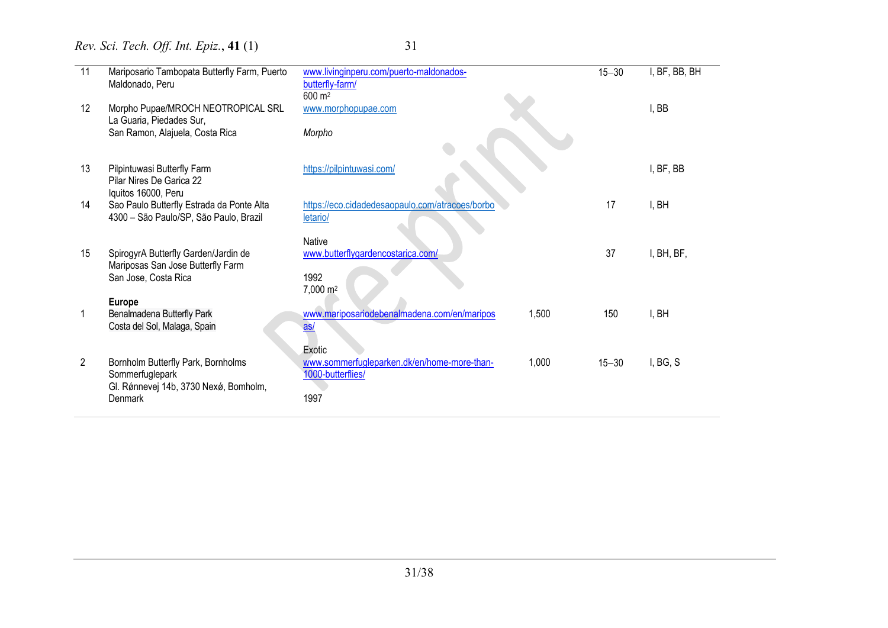| | | | | | |
|---|---|---|---|---|---|
| 11 | Mariposario Tambopata Butterfly Farm, Puerto Maldonado, Peru | www.livinginperu.com/puerto-maldonados-butterfly-farm/ 600 m² | | 15–30 | I, BF, BB, BH |
| 12 | Morpho Pupae/MROCH NEOTROPICAL SRL La Guaria, Piedades Sur, San Ramon, Alajuela, Costa Rica | www.morphopupae.com *Morpho* | | | I, BB |
| 13 | Pilpintuwasi Butterfly Farm Pilar Nires De Garica 22 Iquitos 16000, Peru | https://pilpintuwasi.com/ | | | I, BF, BB |
| 14 | Sao Paulo Butterfly Estrada da Ponte Alta 4300 – São Paulo/SP, São Paulo, Brazil | https://eco.cidadedesaopaulo.com/atracoes/borboletario/ Native | | 17 | I, BH |
| 15 | SpirogyrA Butterfly Garden/Jardin de Mariposas San Jose Butterfly Farm San Jose, Costa Rica | www.butterflygardencostarica.com/ 1992 7,000 m² | | 37 | I, BH, BF, |
| | **Europe** | | | | |
| 1 | Benalmadena Butterfly Park Costa del Sol, Malaga, Spain | www.mariposariodebenalmadena.com/en/mariposas/ Exotic | 1,500 | 150 | I, BH |
| 2 | Bornholm Butterfly Park, Bornholms Sommerfuglepark Gl. Rønnevej 14b, 3730 Nexø, Bornholm, Denmark | www.sommerfugleparken.dk/en/home-more-than-1000-butterflies/ 1997 | 1,000 | 15–30 | I, BG, S |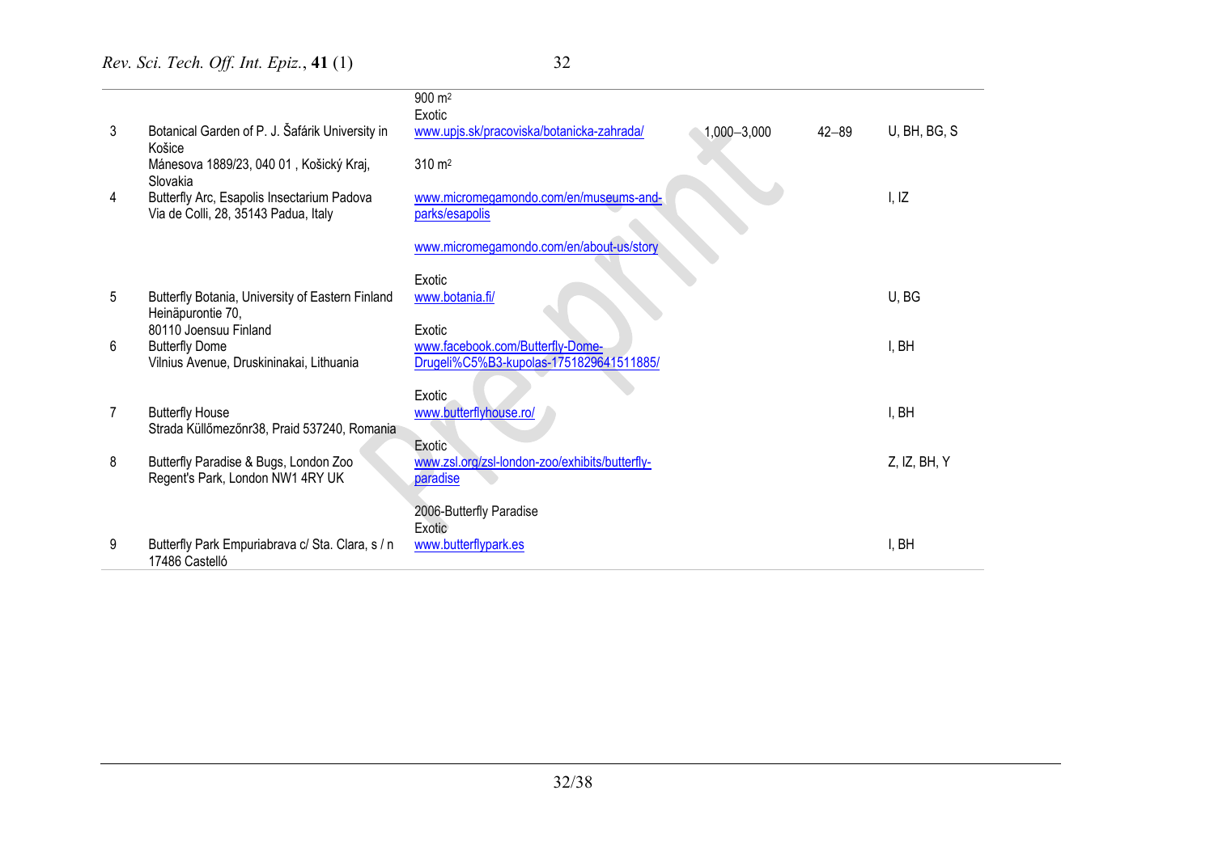| | | | | | |
|---|---|---|---|---|---|
| 3 | Botanical Garden of P. J. Šafárik University in Košice<br>Mánesova 1889/23, 040 01 , Košický Kraj, Slovakia | 900 m2<br>Exotic<br>www.upjs.sk/pracoviska/botanicka-zahrada/ | 1,000–3,000 | 42–89 | U, BH, BG, S |
| 4 | Butterfly Arc, Esapolis Insectarium Padova<br>Via de Colli, 28, 35143 Padua, Italy | 310 m2<br>www.micromegamondo.com/en/museums-and-parks/esapolis<br>www.micromegamondo.com/en/about-us/story | | | I, IZ |
| 5 | Butterfly Botania, University of Eastern Finland<br>Heinäpurontie 70,<br>80110 Joensuu Finland | Exotic<br>www.botania.fi/ | | | U, BG |
| 6 | Butterfly Dome<br>Vilnius Avenue, Druskininakai, Lithuania | Exotic<br>www.facebook.com/Butterfly-Dome-Drugeli%C5%B3-kupolas-1751829641511885/ | | | I, BH |
| 7 | Butterfly House<br>Strada Küllőmezőnr38, Praid 537240, Romania | Exotic<br>www.butterflyhouse.ro/ | | | I, BH |
| 8 | Butterfly Paradise & Bugs, London Zoo<br>Regent's Park, London NW1 4RY UK | Exotic<br>www.zsl.org/zsl-london-zoo/exhibits/butterfly-paradise<br>2006-Butterfly Paradise | | | Z, IZ, BH, Y |
| 9 | Butterfly Park Empuriabrava c/ Sta. Clara, s / n<br>17486 Castelló | Exotic<br>www.butterflypark.es | | | I, BH |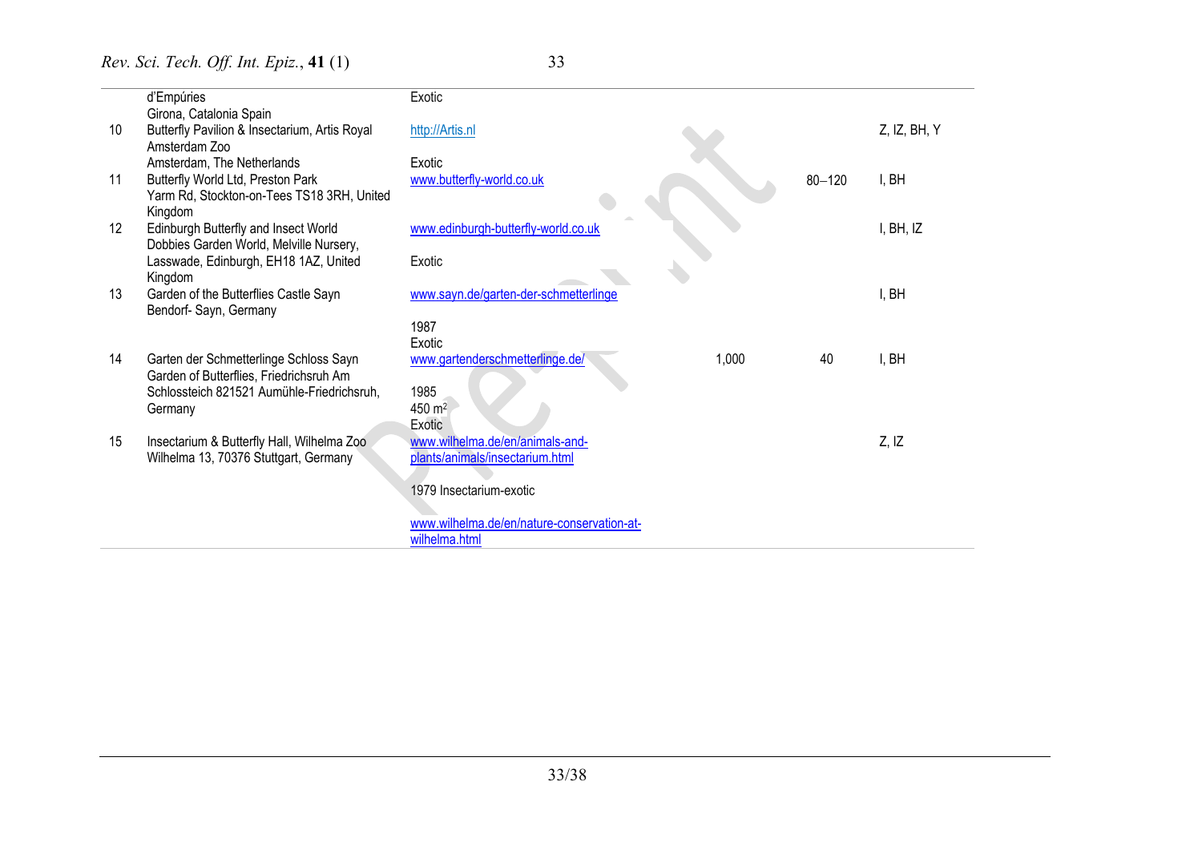| | | | | | |
|---|---|---|---|---|---|
| | d'Empúries<br>Girona, Catalonia Spain | Exotic | | | |
| 10 | Butterfly Pavilion & Insectarium, Artis Royal Amsterdam Zoo<br>Amsterdam, The Netherlands | http://Artis.nl<br><br>Exotic | | | Z, IZ, BH, Y |
| 11 | Butterfly World Ltd, Preston Park<br>Yarm Rd, Stockton-on-Tees TS18 3RH, United Kingdom | www.butterfly-world.co.uk | | 80–120 | I, BH |
| 12 | Edinburgh Butterfly and Insect World<br>Dobbies Garden World, Melville Nursery, Lasswade, Edinburgh, EH18 1AZ, United Kingdom | www.edinburgh-butterfly-world.co.uk<br><br>Exotic | | | I, BH, IZ |
| 13 | Garden of the Butterflies Castle Sayn<br>Bendorf- Sayn, Germany | www.sayn.de/garten-der-schmetterlinge<br><br>1987<br>Exotic | | | I, BH |
| 14 | Garten der Schmetterlinge Schloss Sayn<br>Garden of Butterflies, Friedrichsruh Am Schlossteich 821521 Aumühle-Friedrichsruh, Germany | www.gartenderschmetterlinge.de/<br><br>1985<br>450 m$^2$<br>Exotic | 1,000 | 40 | I, BH |
| 15 | Insectarium & Butterfly Hall, Wilhelma Zoo<br>Wilhelma 13, 70376 Stuttgart, Germany | www.wilhelma.de/en/animals-and-plants/animals/insectarium.html<br><br>1979 Insectarium-exotic<br><br>www.wilhelma.de/en/nature-conservation-at-wilhelma.html | | | Z, IZ |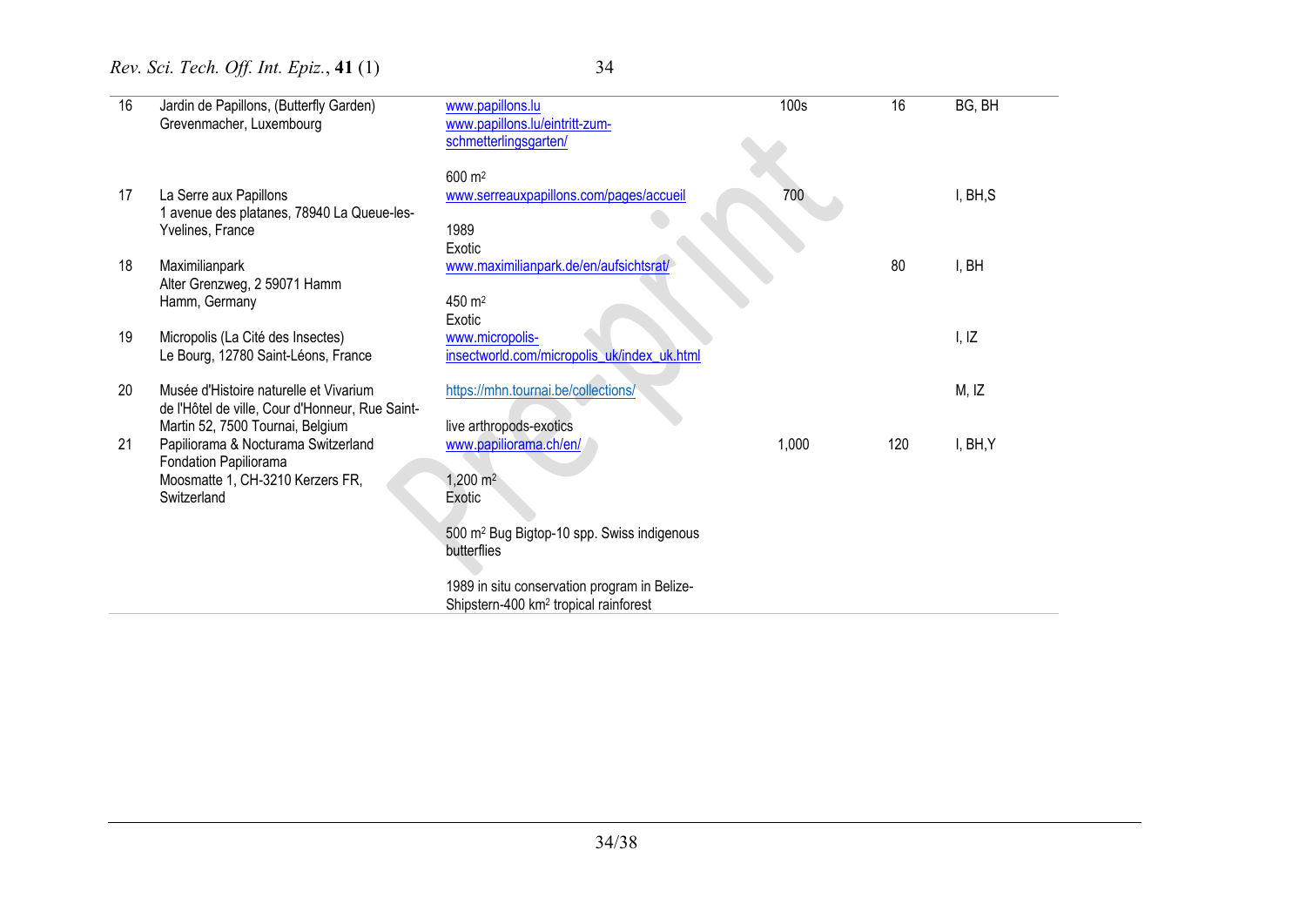| | | | | | |
|---|---|---|---|---|---|
| 16 | Jardin de Papillons, (Butterfly Garden) Grevenmacher, Luxembourg | www.papillons.lu www.papillons.lu/eintritt-zum-schmetterlingsgarten/<br><br>600 m² | 100s | 16 | BG, BH |
| 17 | La Serre aux Papillons 1 avenue des platanes, 78940 La Queue-les-Yvelines, France | www.serreauxpapillons.com/pages/accueil<br><br>1989<br>Exotic | 700 | | I, BH,S |
| 18 | Maximilianpark Alter Grenzweg, 2 59071 Hamm Hamm, Germany | www.maximilianpark.de/en/aufsichtsrat/<br><br>450 m²<br>Exotic | | 80 | I, BH |
| 19 | Micropolis (La Cité des Insectes) Le Bourg, 12780 Saint-Léons, France | www.micropolis-insectworld.com/micropolis_uk/index_uk.html | | | I, IZ |
| 20 | Musée d'Histoire naturelle et Vivarium de l'Hôtel de ville, Cour d'Honneur, Rue Saint-Martin 52, 7500 Tournai, Belgium | https://mhn.tournai.be/collections/<br><br>live arthropods-exotics | | | M, IZ |
| 21 | Papiliorama & Nocturama Switzerland Fondation Papiliorama Moosmatte 1, CH-3210 Kerzers FR, Switzerland | www.papiliorama.ch/en/<br><br>1,200 m²<br>Exotic<br><br>500 m² Bug Bigtop-10 spp. Swiss indigenous butterflies<br><br>1989 in situ conservation program in Belize-Shipstern-400 km² tropical rainforest | 1,000 | 120 | I, BH,Y |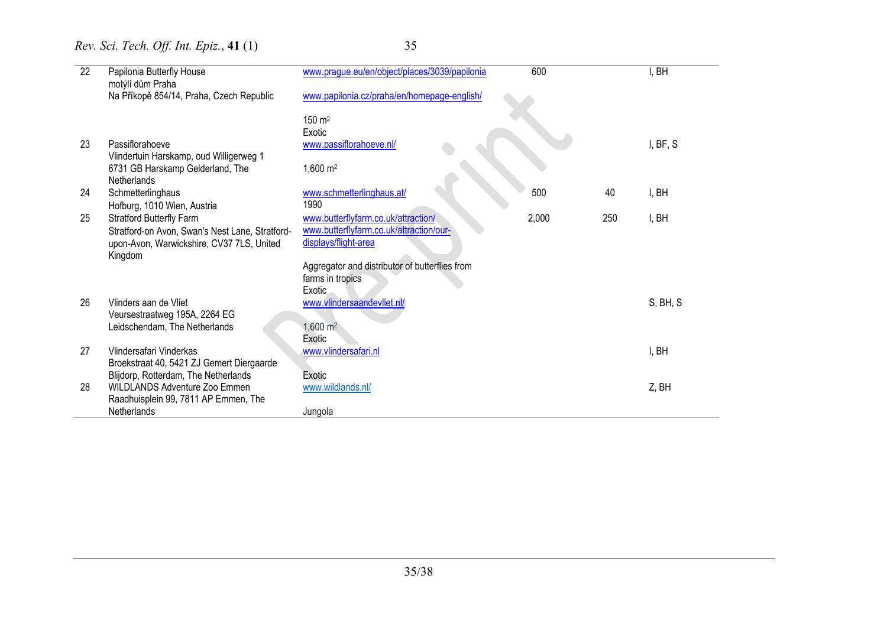| | | | | | |
|---|---|---|---|---|---|
| 22 | Papilonia Butterfly House motýlí dům Praha Na Příkopě 854/14, Praha, Czech Republic | www.prague.eu/en/object/places/3039/papilonia www.papilonia.cz/praha/en/homepage-english/ 150 $m^2$ Exotic | 600 | | I, BH |
| 23 | Passiflorahoeve Vlindertuin Harskamp, oud Willigerweg 1 6731 GB Harskamp Gelderland, The Netherlands | www.passiflorahoeve.nl/ 1,600 $m^2$ | | | I, BF, S |
| 24 | Schmetterlinghaus Hofburg, 1010 Wien, Austria | www.schmetterlinghaus.at/ 1990 | 500 | 40 | I, BH |
| 25 | Stratford Butterfly Farm Stratford-on Avon, Swan's Nest Lane, Stratford-upon-Avon, Warwickshire, CV37 7LS, United Kingdom | www.butterflyfarm.co.uk/attraction/ www.butterflyfarm.co.uk/attraction/our-displays/flight-area Aggregator and distributor of butterflies from farms in tropics Exotic | 2,000 | 250 | I, BH |
| 26 | Vlinders aan de Vliet Veursestraatweg 195A, 2264 EG Leidschendam, The Netherlands | www.vlindersaandevliet.nl/ 1,600 $m^2$ Exotic | | | S, BH, S |
| 27 | Vlindersafari Vinderkas Broekstraat 40, 5421 ZJ Gemert Diergaarde Blijdorp, Rotterdam, The Netherlands | www.vlindersafari.nl Exotic | | | I, BH |
| 28 | WILDLANDS Adventure Zoo Emmen Raadhuisplein 99, 7811 AP Emmen, The Netherlands | www.wildlands.nl/ Jungola | | | Z, BH |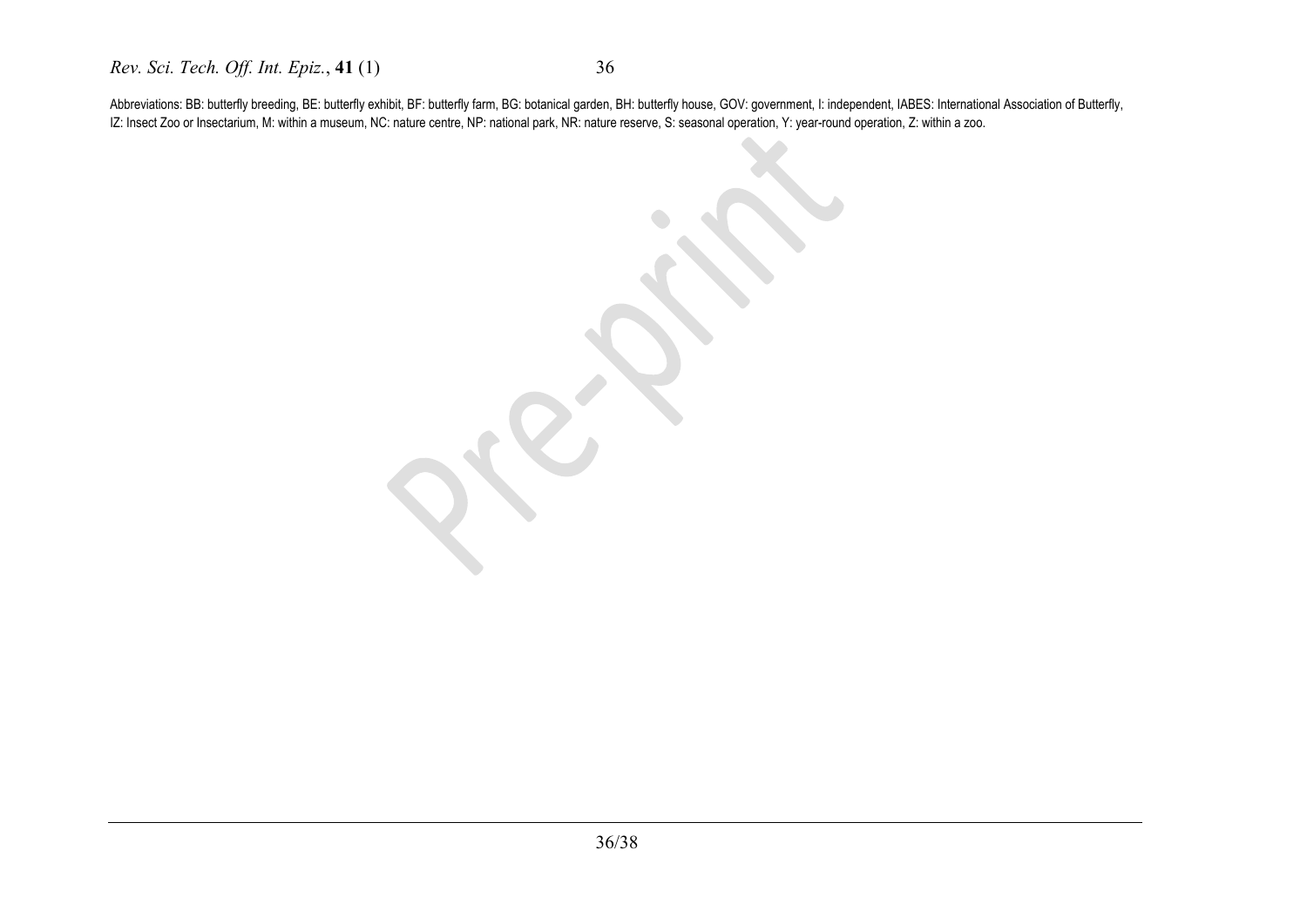Abbreviations: BB: butterfly breeding, BE: butterfly exhibit, BF: butterfly farm, BG: botanical garden, BH: butterfly house, GOV: government, I: independent, IABES: International Association of Butterfly, IZ: Insect Zoo or Insectarium, M: within a museum, NC: nature centre, NP: national park, NR: nature reserve, S: seasonal operation, Y: year-round operation, Z: within a zoo.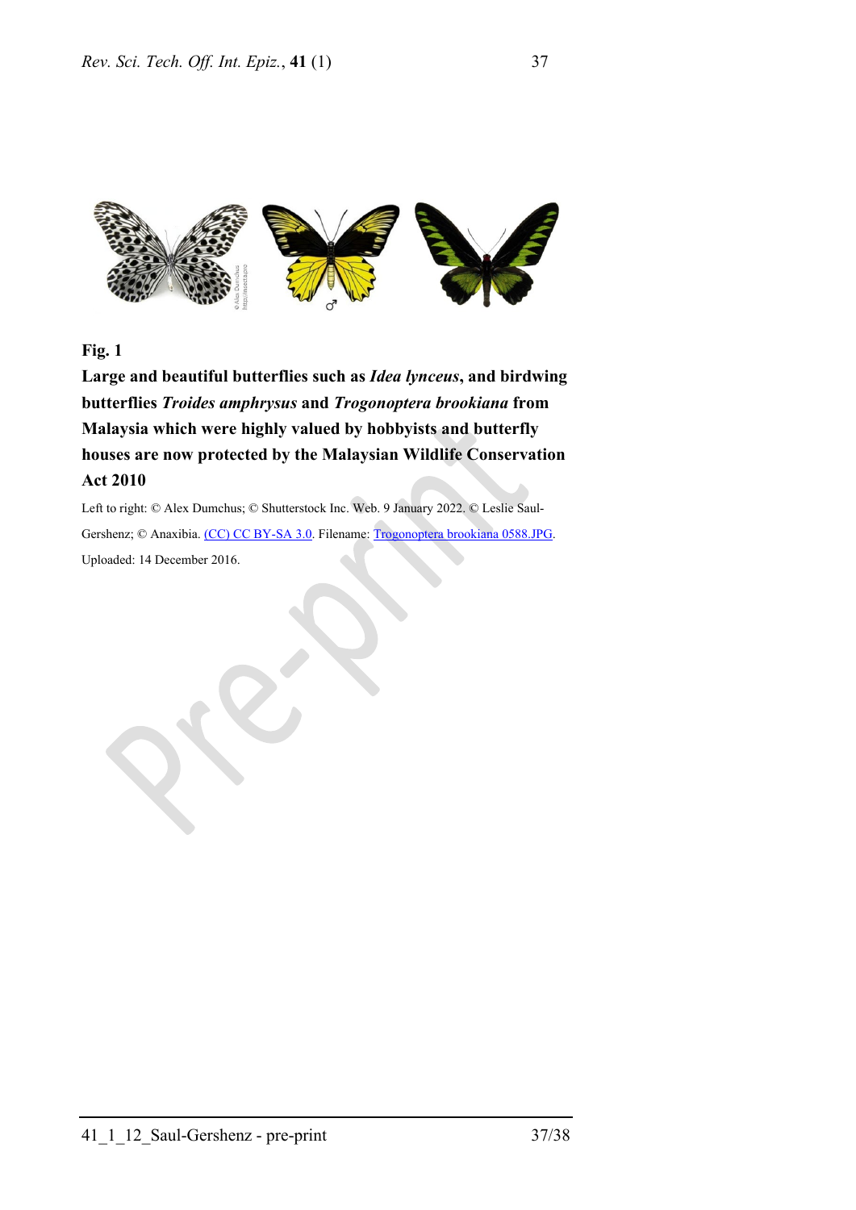**Fig. 1**

**Large and beautiful butterflies such as *Idea lynceus*, and birdwing butterflies *Troides amphrysus* and *Trogonoptera brookiana* from Malaysia which were highly valued by hobbyists and butterfly houses are now protected by the Malaysian Wildlife Conservation Act 2010**

Left to right: © Alex Dumchus; © Shutterstock Inc. Web. 9 January 2022. © Leslie Saul-Gershenz; © Anaxibia. (CC) CC BY-SA 3.0. Filename: Trogonoptera brookiana 0588.JPG. Uploaded: 14 December 2016.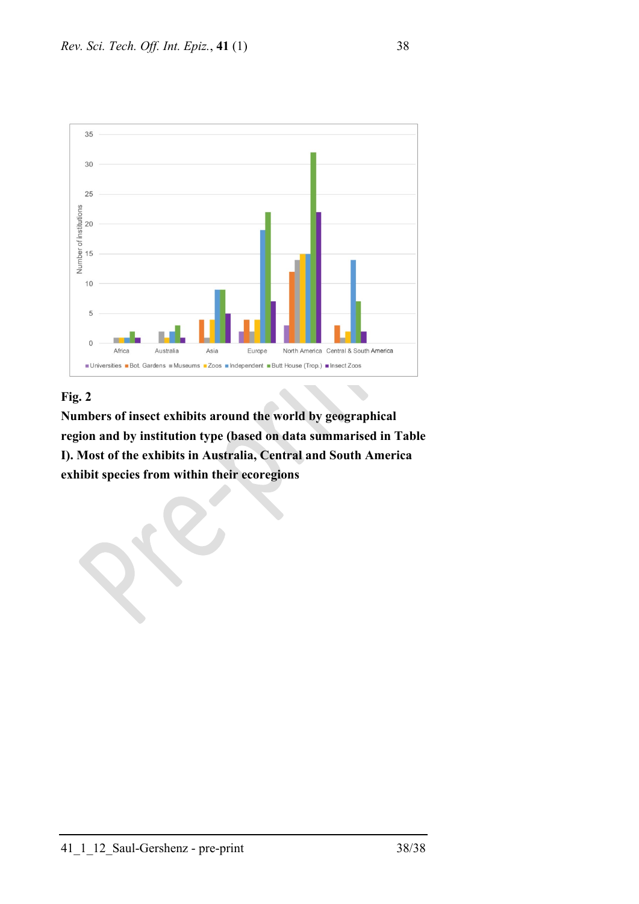35
30
25
20
15
10
5
0

Number of institutions

Africa Australia Asia Europe North America Central & South America

Universities Bot. Gardens Museums Zoos Independent Butt House (Trop.) Insect Zoos

**Fig. 2**

**Numbers of insect exhibits around the world by geographical region and by institution type (based on data summarised in Table I). Most of the exhibits in Australia, Central and South America exhibit species from within their ecoregions**